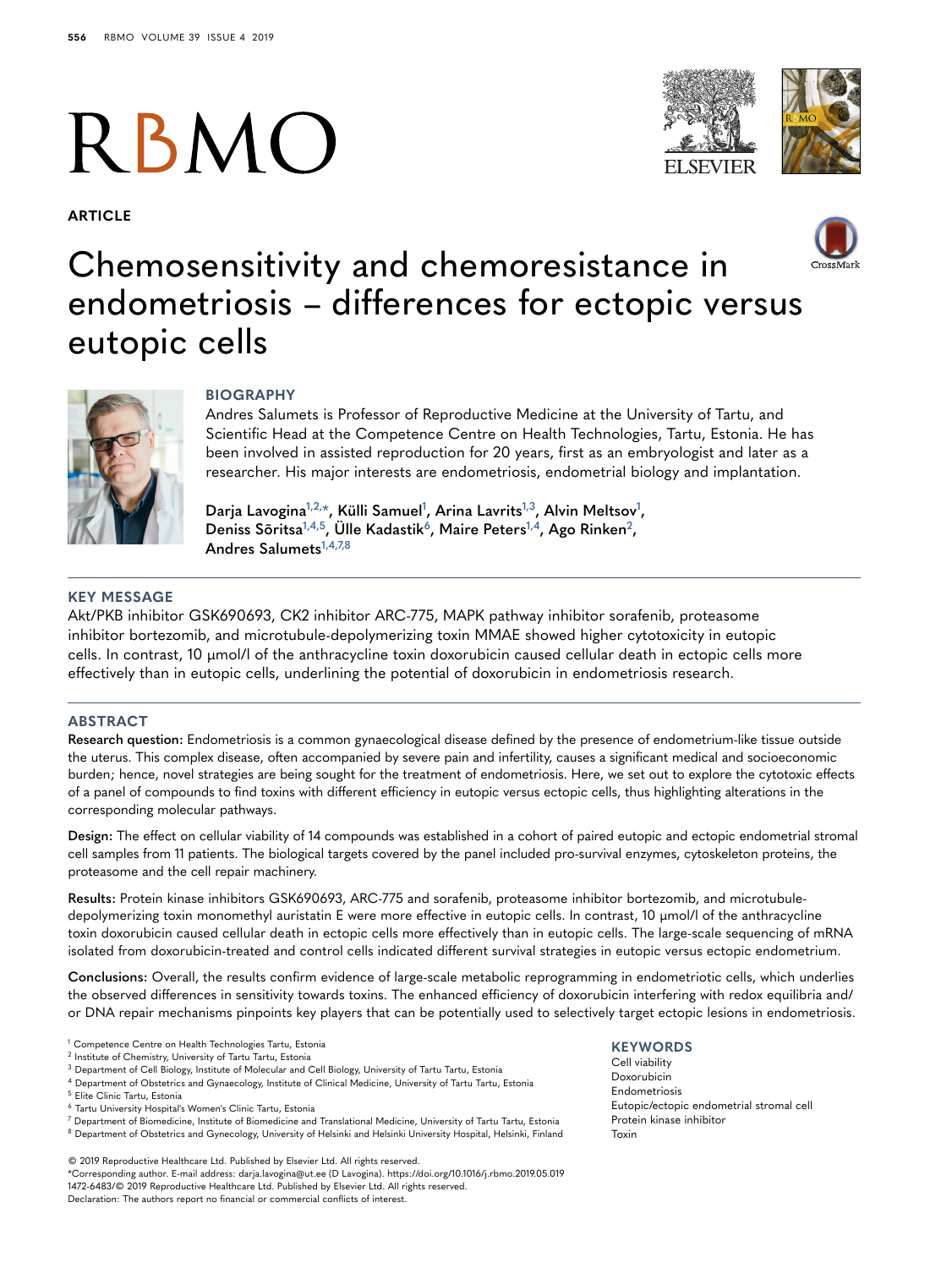RBMO

**ARTICLE**

# Chemosensitivity and chemoresistance in endometriosis – differences for ectopic versus eutopic cells

## BIOGRAPHY

Andres Salumets is Professor of Reproductive Medicine at the University of Tartu, and Scientific Head at the Competence Centre on Health Technologies, Tartu, Estonia. He has been involved in assisted reproduction for 20 years, first as an embryologist and later as a researcher. His major interests are endometriosis, endometrial biology and implantation.

**Darja Lavogina[1,2,*], Külli Samuel[1], Arina Lavrits[1,3], Alvin Meltsov[1], Deniss Sõritsa[1,4,5], Ülle Kadastik[6], Maire Peters[1,4], Ago Rinken[2], Andres Salumets[1,4,7,8]**

## KEY MESSAGE

Akt/PKB inhibitor GSK690693, CK2 inhibitor ARC-775, MAPK pathway inhibitor sorafenib, proteasome inhibitor bortezomib, and microtubule-depolymerizing toxin MMAE showed higher cytotoxicity in eutopic cells. In contrast, 10 μmol/l of the anthracycline toxin doxorubicin caused cellular death in ectopic cells more effectively than in eutopic cells, underlining the potential of doxorubicin in endometriosis research.

## ABSTRACT

**Research question:** Endometriosis is a common gynaecological disease defined by the presence of endometrium-like tissue outside the uterus. This complex disease, often accompanied by severe pain and infertility, causes a significant medical and socioeconomic burden; hence, novel strategies are being sought for the treatment of endometriosis. Here, we set out to explore the cytotoxic effects of a panel of compounds to find toxins with different efficiency in eutopic versus ectopic cells, thus highlighting alterations in the corresponding molecular pathways.

**Design:** The effect on cellular viability of 14 compounds was established in a cohort of paired eutopic and ectopic endometrial stromal cell samples from 11 patients. The biological targets covered by the panel included pro-survival enzymes, cytoskeleton proteins, the proteasome and the cell repair machinery.

**Results:** Protein kinase inhibitors GSK690693, ARC-775 and sorafenib, proteasome inhibitor bortezomib, and microtubule-depolymerizing toxin monomethyl auristatin E were more effective in eutopic cells. In contrast, 10 μmol/l of the anthracycline toxin doxorubicin caused cellular death in ectopic cells more effectively than in eutopic cells. The large-scale sequencing of mRNA isolated from doxorubicin-treated and control cells indicated different survival strategies in eutopic versus ectopic endometrium.

**Conclusions:** Overall, the results confirm evidence of large-scale metabolic reprogramming in endometriotic cells, which underlies the observed differences in sensitivity towards toxins. The enhanced efficiency of doxorubicin interfering with redox equilibria and/or DNA repair mechanisms pinpoints key players that can be potentially used to selectively target ectopic lesions in endometriosis.

[1] Competence Centre on Health Technologies Tartu, Estonia
[2] Institute of Chemistry, University of Tartu Tartu, Estonia
[3] Department of Cell Biology, Institute of Molecular and Cell Biology, University of Tartu Tartu, Estonia
[4] Department of Obstetrics and Gynaecology, Institute of Clinical Medicine, University of Tartu Tartu, Estonia
[5] Elite Clinic Tartu, Estonia
[6] Tartu University Hospital's Women's Clinic Tartu, Estonia
[7] Department of Biomedicine, Institute of Biomedicine and Translational Medicine, University of Tartu Tartu, Estonia
[8] Department of Obstetrics and Gynecology, University of Helsinki and Helsinki University Hospital, Helsinki, Finland

© 2019 Reproductive Healthcare Ltd. Published by Elsevier Ltd. All rights reserved.
*Corresponding author. E-mail address: darja.lavogina@ut.ee (D Lavogina). https://doi.org/10.1016/j.rbmo.2019.05.019
1472-6483/© 2019 Reproductive Healthcare Ltd. Published by Elsevier Ltd. All rights reserved.
Declaration: The authors report no financial or commercial conflicts of interest.

**KEYWORDS**

Cell viability
Doxorubicin
Endometriosis
Eutopic/ectopic endometrial stromal cell
Protein kinase inhibitor
Toxin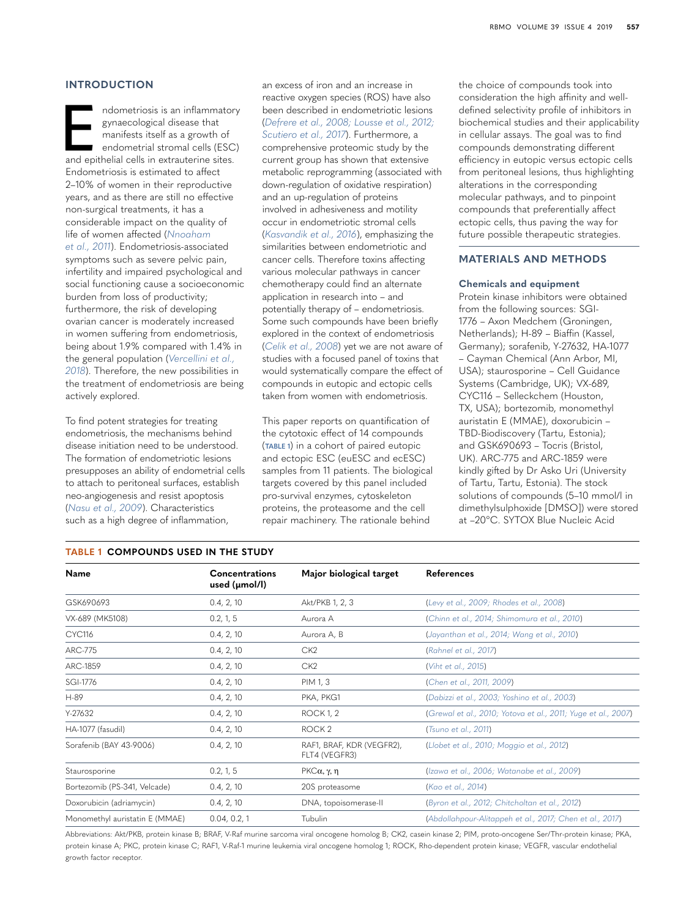## INTRODUCTION

Endometriosis is an inflammatory gynaecological disease that manifests itself as a growth of endometrial stromal cells (ESC) and epithelial cells in extrauterine sites. Endometriosis is estimated to affect 2–10% of women in their reproductive years, and as there are still no effective non-surgical treatments, it has a considerable impact on the quality of life of women affected (*Nnoaham et al., 2011*). Endometriosis-associated symptoms such as severe pelvic pain, infertility and impaired psychological and social functioning cause a socioeconomic burden from loss of productivity; furthermore, the risk of developing ovarian cancer is moderately increased in women suffering from endometriosis, being about 1.9% compared with 1.4% in the general population (*Vercellini et al., 2018*). Therefore, the new possibilities in the treatment of endometriosis are being actively explored.

To find potent strategies for treating endometriosis, the mechanisms behind disease initiation need to be understood. The formation of endometriotic lesions presupposes an ability of endometrial cells to attach to peritoneal surfaces, establish neo-angiogenesis and resist apoptosis (*Nasu et al., 2009*). Characteristics such as a high degree of inflammation, an excess of iron and an increase in reactive oxygen species (ROS) have also been described in endometriotic lesions (*Defrere et al., 2008; Lousse et al., 2012; Scutiero et al., 2017*). Furthermore, a comprehensive proteomic study by the current group has shown that extensive metabolic reprogramming (associated with down-regulation of oxidative respiration) and an up-regulation of proteins involved in adhesiveness and motility occur in endometriotic stromal cells (*Kasvandik et al., 2016*), emphasizing the similarities between endometriotic and cancer cells. Therefore toxins affecting various molecular pathways in cancer chemotherapy could find an alternate application in research into – and potentially therapy of – endometriosis. Some such compounds have been briefly explored in the context of endometriosis (*Celik et al., 2008*) yet we are not aware of studies with a focused panel of toxins that would systematically compare the effect of compounds in eutopic and ectopic cells taken from women with endometriosis.

This paper reports on quantification of the cytotoxic effect of 14 compounds (**TABLE 1**) in a cohort of paired eutopic and ectopic ESC (euESC and ecESC) samples from 11 patients. The biological targets covered by this panel included pro-survival enzymes, cytoskeleton proteins, the proteasome and the cell repair machinery. The rationale behind the choice of compounds took into consideration the high affinity and well-defined selectivity profile of inhibitors in biochemical studies and their applicability in cellular assays. The goal was to find compounds demonstrating different efficiency in eutopic versus ectopic cells from peritoneal lesions, thus highlighting alterations in the corresponding molecular pathways, and to pinpoint compounds that preferentially affect ectopic cells, thus paving the way for future possible therapeutic strategies.

## MATERIALS AND METHODS

### Chemicals and equipment

Protein kinase inhibitors were obtained from the following sources: SGI-1776 – Axon Medchem (Groningen, Netherlands); H-89 – Biaffin (Kassel, Germany); sorafenib, Y-27632, HA-1077 – Cayman Chemical (Ann Arbor, MI, USA); staurosporine – Cell Guidance Systems (Cambridge, UK); VX-689, CYC116 – Selleckchem (Houston, TX, USA); bortezomib, monomethyl auristatin E (MMAE), doxorubicin – TBD-Biodiscovery (Tartu, Estonia); and GSK690693 – Tocris (Bristol, UK). ARC-775 and ARC-1859 were kindly gifted by Dr Asko Uri (University of Tartu, Tartu, Estonia). The stock solutions of compounds (5–10 mmol/l in dimethylsulphoxide [DMSO]) were stored at –20°C. SYTOX Blue Nucleic Acid

**TABLE 1 COMPOUNDS USED IN THE STUDY**

| Name | Concentrations used (μmol/l) | Major biological target | References |
|---|---|---|---|
| GSK690693 | 0.4, 2, 10 | Akt/PKB 1, 2, 3 | (*Levy et al., 2009; Rhodes et al., 2008*) |
| VX-689 (MK5108) | 0.2, 1, 5 | Aurora A | (*Chinn et al., 2014; Shimomura et al., 2010*) |
| CYC116 | 0.4, 2, 10 | Aurora A, B | (*Jayanthan et al., 2014; Wang et al., 2010*) |
| ARC-775 | 0.4, 2, 10 | CK2 | (*Rahnel et al., 2017*) |
| ARC-1859 | 0.4, 2, 10 | CK2 | (*Viht et al., 2015*) |
| SGI-1776 | 0.4, 2, 10 | PIM 1, 3 | (*Chen et al., 2011, 2009*) |
| H-89 | 0.4, 2, 10 | PKA, PKG1 | (*Dabizzi et al., 2003; Yoshino et al., 2003*) |
| Y-27632 | 0.4, 2, 10 | ROCK 1, 2 | (*Grewal et al., 2010; Yotova et al., 2011; Yuge et al., 2007*) |
| HA-1077 (fasudil) | 0.4, 2, 10 | ROCK 2 | (*Tsuno et al., 2011*) |
| Sorafenib (BAY 43-9006) | 0.4, 2, 10 | RAF1, BRAF, KDR (VEGFR2), FLT4 (VEGFR3) | (*Llobet et al., 2010; Moggio et al., 2012*) |
| Staurosporine | 0.2, 1, 5 | PKC$\alpha$, $\gamma$, $\eta$ | (*Izawa et al., 2006; Watanabe et al., 2009*) |
| Bortezomib (PS-341, Velcade) | 0.4, 2, 10 | 20S proteasome | (*Kao et al., 2014*) |
| Doxorubicin (adriamycin) | 0.4, 2, 10 | DNA, topoisomerase-II | (*Byron et al., 2012; Chitcholtan et al., 2012*) |
| Monomethyl auristatin E (MMAE) | 0.04, 0.2, 1 | Tubulin | (*Abdollahpour-Alitappeh et al., 2017; Chen et al., 2017*) |

Abbreviations: Akt/PKB, protein kinase B; BRAF, V-Raf murine sarcoma viral oncogene homolog B; CK2, casein kinase 2; PIM, proto-oncogene Ser/Thr-protein kinase; PKA, protein kinase A; PKC, protein kinase C; RAF1, V-Raf-1 murine leukemia viral oncogene homolog 1; ROCK, Rho-dependent protein kinase; VEGFR, vascular endothelial growth factor receptor.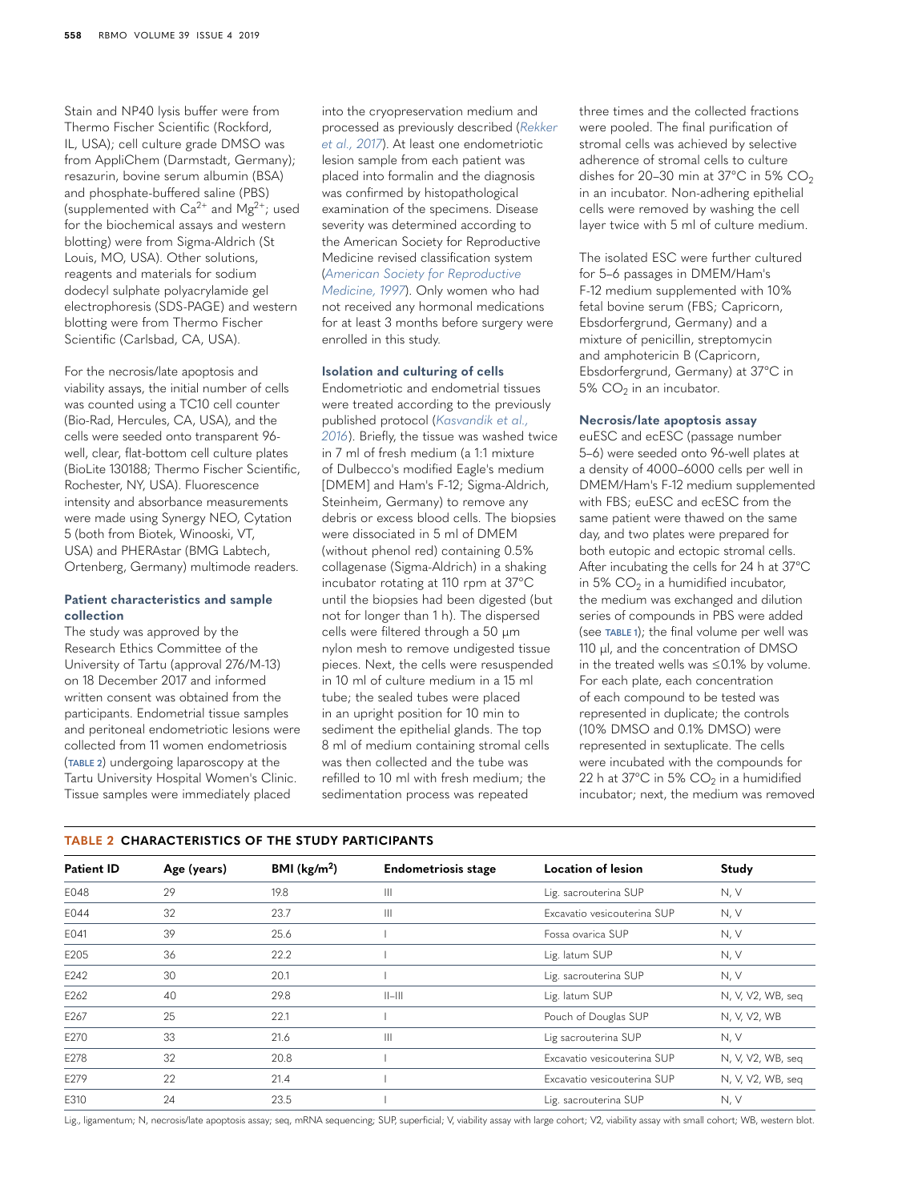Stain and NP40 lysis buffer were from Thermo Fischer Scientific (Rockford, IL, USA); cell culture grade DMSO was from AppliChem (Darmstadt, Germany); resazurin, bovine serum albumin (BSA) and phosphate-buffered saline (PBS) (supplemented with $Ca^{2+}$ and $Mg^{2+}$; used for the biochemical assays and western blotting) were from Sigma-Aldrich (St Louis, MO, USA). Other solutions, reagents and materials for sodium dodecyl sulphate polyacrylamide gel electrophoresis (SDS-PAGE) and western blotting were from Thermo Fischer Scientific (Carlsbad, CA, USA).

For the necrosis/late apoptosis and viability assays, the initial number of cells was counted using a TC10 cell counter (Bio-Rad, Hercules, CA, USA), and the cells were seeded onto transparent 96-well, clear, flat-bottom cell culture plates (BioLite 130188; Thermo Fischer Scientific, Rochester, NY, USA). Fluorescence intensity and absorbance measurements were made using Synergy NEO, Cytation 5 (both from Biotek, Winooski, VT, USA) and PHERAstar (BMG Labtech, Ortenberg, Germany) multimode readers.

### Patient characteristics and sample collection

The study was approved by the Research Ethics Committee of the University of Tartu (approval 276/M-13) on 18 December 2017 and informed written consent was obtained from the participants. Endometrial tissue samples and peritoneal endometriotic lesions were collected from 11 women endometriosis (TABLE 2) undergoing laparoscopy at the Tartu University Hospital Women's Clinic. Tissue samples were immediately placed into the cryopreservation medium and processed as previously described (*Rekker et al., 2017*). At least one endometriotic lesion sample from each patient was placed into formalin and the diagnosis was confirmed by histopathological examination of the specimens. Disease severity was determined according to the American Society for Reproductive Medicine revised classification system (*American Society for Reproductive Medicine, 1997*). Only women who had not received any hormonal medications for at least 3 months before surgery were enrolled in this study.

### Isolation and culturing of cells

Endometriotic and endometrial tissues were treated according to the previously published protocol (*Kasvandik et al., 2016*). Briefly, the tissue was washed twice in 7 ml of fresh medium (a 1:1 mixture of Dulbecco's modified Eagle's medium [DMEM] and Ham's F-12; Sigma-Aldrich, Steinheim, Germany) to remove any debris or excess blood cells. The biopsies were dissociated in 5 ml of DMEM (without phenol red) containing 0.5% collagenase (Sigma-Aldrich) in a shaking incubator rotating at 110 rpm at 37°C until the biopsies had been digested (but not for longer than 1 h). The dispersed cells were filtered through a 50 µm nylon mesh to remove undigested tissue pieces. Next, the cells were resuspended in 10 ml of culture medium in a 15 ml tube; the sealed tubes were placed in an upright position for 10 min to sediment the epithelial glands. The top 8 ml of medium containing stromal cells was then collected and the tube was refilled to 10 ml with fresh medium; the sedimentation process was repeated three times and the collected fractions were pooled. The final purification of stromal cells was achieved by selective adherence of stromal cells to culture dishes for 20–30 min at 37°C in 5% $CO_2$ in an incubator. Non-adhering epithelial cells were removed by washing the cell layer twice with 5 ml of culture medium.

The isolated ESC were further cultured for 5–6 passages in DMEM/Ham's F-12 medium supplemented with 10% fetal bovine serum (FBS; Capricorn, Ebsdorfergrund, Germany) and a mixture of penicillin, streptomycin and amphotericin B (Capricorn, Ebsdorfergrund, Germany) at 37°C in 5% $CO_2$ in an incubator.

### Necrosis/late apoptosis assay

euESC and ecESC (passage number 5–6) were seeded onto 96-well plates at a density of 4000–6000 cells per well in DMEM/Ham's F-12 medium supplemented with FBS; euESC and ecESC from the same patient were thawed on the same day, and two plates were prepared for both eutopic and ectopic stromal cells. After incubating the cells for 24 h at 37°C in 5% $CO_2$ in a humidified incubator, the medium was exchanged and dilution series of compounds in PBS were added (see TABLE 1); the final volume per well was 110 µl, and the concentration of DMSO in the treated wells was ≤0.1% by volume. For each plate, each concentration of each compound to be tested was represented in duplicate; the controls (10% DMSO and 0.1% DMSO) were represented in sextuplicate. The cells were incubated with the compounds for 22 h at 37°C in 5% $CO_2$ in a humidified incubator; next, the medium was removed

**TABLE 2 CHARACTERISTICS OF THE STUDY PARTICIPANTS**

| Patient ID | Age (years) | BMI (kg/m$^2$) | Endometriosis stage | Location of lesion | Study |
|---|---|---|---|---|---|
| E048 | 29 | 19.8 | III | Lig. sacrouterina SUP | N, V |
| E044 | 32 | 23.7 | III | Excavatio vesicouterina SUP | N, V |
| E041 | 39 | 25.6 | I | Fossa ovarica SUP | N, V |
| E205 | 36 | 22.2 | I | Lig. latum SUP | N, V |
| E242 | 30 | 20.1 | I | Lig. sacrouterina SUP | N, V |
| E262 | 40 | 29.8 | II–III | Lig. latum SUP | N, V, V2, WB, seq |
| E267 | 25 | 22.1 | I | Pouch of Douglas SUP | N, V, V2, WB |
| E270 | 33 | 21.6 | III | Lig sacrouterina SUP | N, V |
| E278 | 32 | 20.8 | I | Excavatio vesicouterina SUP | N, V, V2, WB, seq |
| E279 | 22 | 21.4 | I | Excavatio vesicouterina SUP | N, V, V2, WB, seq |
| E310 | 24 | 23.5 | I | Lig. sacrouterina SUP | N, V |

Lig., ligamentum; N, necrosis/late apoptosis assay; seq, mRNA sequencing; SUP, superficial; V, viability assay with large cohort; V2, viability assay with small cohort; WB, western blot.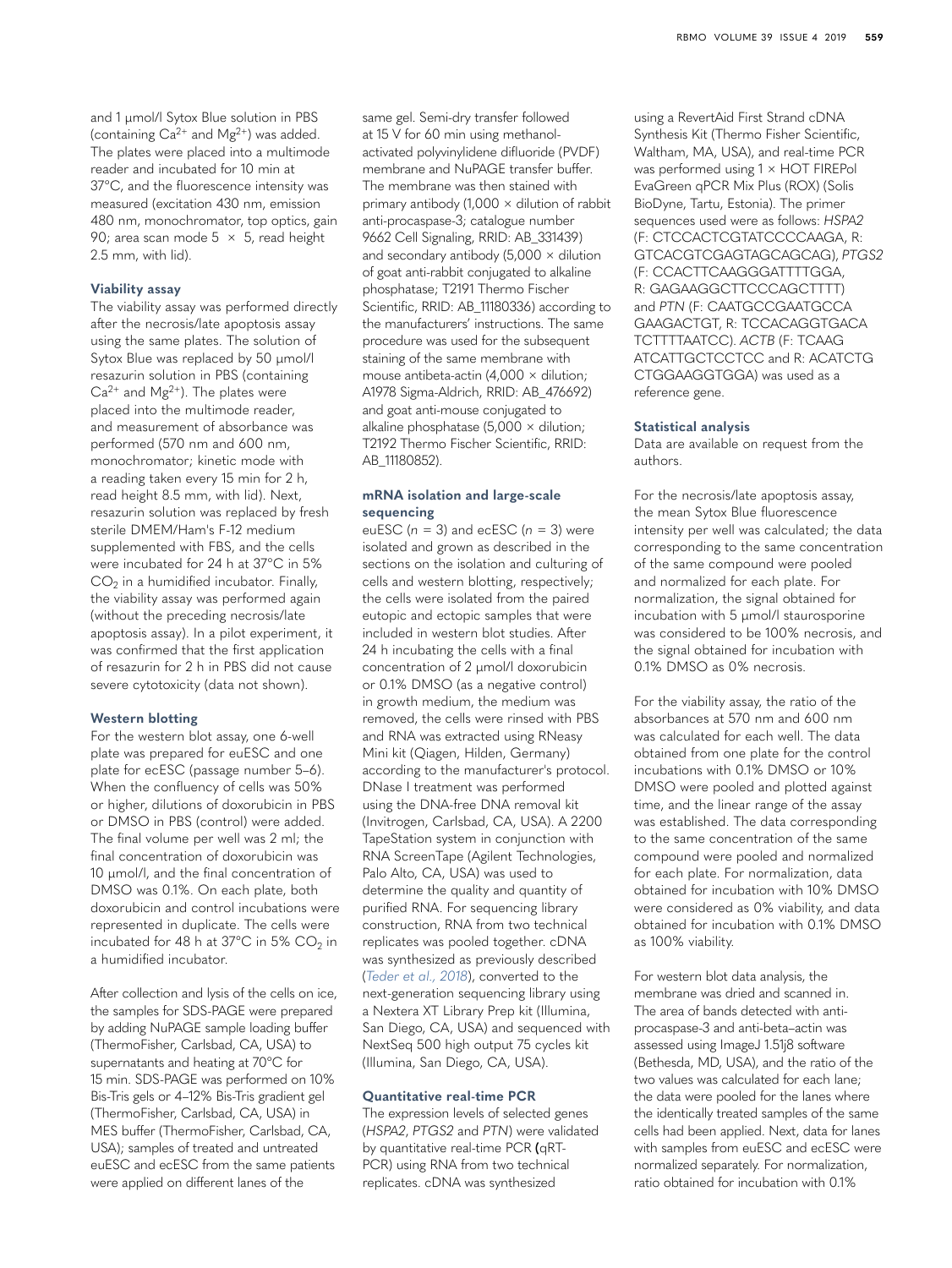and 1 µmol/l Sytox Blue solution in PBS (containing $Ca^{2+}$ and $Mg^{2+}$) was added. The plates were placed into a multimode reader and incubated for 10 min at 37°C, and the fluorescence intensity was measured (excitation 430 nm, emission 480 nm, monochromator, top optics, gain 90; area scan mode 5 × 5, read height 2.5 mm, with lid).

### Viability assay

The viability assay was performed directly after the necrosis/late apoptosis assay using the same plates. The solution of Sytox Blue was replaced by 50 µmol/l resazurin solution in PBS (containing $Ca^{2+}$ and $Mg^{2+}$). The plates were placed into the multimode reader, and measurement of absorbance was performed (570 nm and 600 nm, monochromator; kinetic mode with a reading taken every 15 min for 2 h, read height 8.5 mm, with lid). Next, resazurin solution was replaced by fresh sterile DMEM/Ham's F-12 medium supplemented with FBS, and the cells were incubated for 24 h at 37°C in 5% $CO_2$ in a humidified incubator. Finally, the viability assay was performed again (without the preceding necrosis/late apoptosis assay). In a pilot experiment, it was confirmed that the first application of resazurin for 2 h in PBS did not cause severe cytotoxicity (data not shown).

### Western blotting

For the western blot assay, one 6-well plate was prepared for euESC and one plate for ecESC (passage number 5–6). When the confluency of cells was 50% or higher, dilutions of doxorubicin in PBS or DMSO in PBS (control) were added. The final volume per well was 2 ml; the final concentration of doxorubicin was 10 µmol/l, and the final concentration of DMSO was 0.1%. On each plate, both doxorubicin and control incubations were represented in duplicate. The cells were incubated for 48 h at 37°C in 5% $CO_2$ in a humidified incubator.

After collection and lysis of the cells on ice, the samples for SDS-PAGE were prepared by adding NuPAGE sample loading buffer (ThermoFisher, Carlsbad, CA, USA) to supernatants and heating at 70°C for 15 min. SDS-PAGE was performed on 10% Bis-Tris gels or 4–12% Bis-Tris gradient gel (ThermoFisher, Carlsbad, CA, USA) in MES buffer (ThermoFisher, Carlsbad, CA, USA); samples of treated and untreated euESC and ecESC from the same patients were applied on different lanes of the same gel. Semi-dry transfer followed at 15 V for 60 min using methanol-activated polyvinylidene difluoride (PVDF) membrane and NuPAGE transfer buffer. The membrane was then stained with primary antibody (1,000 × dilution of rabbit anti-procaspase-3; catalogue number 9662 Cell Signaling, RRID: AB_331439) and secondary antibody (5,000 × dilution of goat anti-rabbit conjugated to alkaline phosphatase; T2191 Thermo Fischer Scientific, RRID: AB_11180336) according to the manufacturers' instructions. The same procedure was used for the subsequent staining of the same membrane with mouse antibeta-actin (4,000 × dilution; A1978 Sigma-Aldrich, RRID: AB_476692) and goat anti-mouse conjugated to alkaline phosphatase (5,000 × dilution; T2192 Thermo Fischer Scientific, RRID: AB_11180852).

### mRNA isolation and large-scale sequencing

euESC ($n = 3$) and ecESC ($n = 3$) were isolated and grown as described in the sections on the isolation and culturing of cells and western blotting, respectively; the cells were isolated from the paired eutopic and ectopic samples that were included in western blot studies. After 24 h incubating the cells with a final concentration of 2 µmol/l doxorubicin or 0.1% DMSO (as a negative control) in growth medium, the medium was removed, the cells were rinsed with PBS and RNA was extracted using RNeasy Mini kit (Qiagen, Hilden, Germany) according to the manufacturer's protocol. DNase I treatment was performed using the DNA-free DNA removal kit (Invitrogen, Carlsbad, CA, USA). A 2200 TapeStation system in conjunction with RNA ScreenTape (Agilent Technologies, Palo Alto, CA, USA) was used to determine the quality and quantity of purified RNA. For sequencing library construction, RNA from two technical replicates was pooled together. cDNA was synthesized as previously described (Teder et al., 2018), converted to the next-generation sequencing library using a Nextera XT Library Prep kit (Illumina, San Diego, CA, USA) and sequenced with NextSeq 500 high output 75 cycles kit (Illumina, San Diego, CA, USA).

### Quantitative real-time PCR

The expression levels of selected genes (*HSPA2*, *PTGS2* and *PTN*) were validated by quantitative real-time PCR (qRT-PCR) using RNA from two technical replicates. cDNA was synthesized using a RevertAid First Strand cDNA Synthesis Kit (Thermo Fisher Scientific, Waltham, MA, USA), and real-time PCR was performed using 1 × HOT FIREPol EvaGreen qPCR Mix Plus (ROX) (Solis BioDyne, Tartu, Estonia). The primer sequences used were as follows: *HSPA2* (F: CTCCACTCGTATCCCCAAGA, R: GTCACGTCGAGTAGCAGCAG), *PTGS2* (F: CCACTTCAAGGGATTTTGGA, R: GAGAAGGCTTCCCAGCTTTT) and *PTN* (F: CAATGCCGAATGCCA GAAGACTGT, R: TCCACAGGTGACA TCTTTTAATCC). *ACTB* (F: TCAAG ATCATTGCTCCTCC and R: ACATCTG CTGGAAGGTGGA) was used as a reference gene.

### Statistical analysis

Data are available on request from the authors.

For the necrosis/late apoptosis assay, the mean Sytox Blue fluorescence intensity per well was calculated; the data corresponding to the same concentration of the same compound were pooled and normalized for each plate. For normalization, the signal obtained for incubation with 5 µmol/l staurosporine was considered to be 100% necrosis, and the signal obtained for incubation with 0.1% DMSO as 0% necrosis.

For the viability assay, the ratio of the absorbances at 570 nm and 600 nm was calculated for each well. The data obtained from one plate for the control incubations with 0.1% DMSO or 10% DMSO were pooled and plotted against time, and the linear range of the assay was established. The data corresponding to the same concentration of the same compound were pooled and normalized for each plate. For normalization, data obtained for incubation with 10% DMSO were considered as 0% viability, and data obtained for incubation with 0.1% DMSO as 100% viability.

For western blot data analysis, the membrane was dried and scanned in. The area of bands detected with anti-procaspase-3 and anti-beta–actin was assessed using ImageJ 1.51j8 software (Bethesda, MD, USA), and the ratio of the two values was calculated for each lane; the data were pooled for the lanes where the identically treated samples of the same cells had been applied. Next, data for lanes with samples from euESC and ecESC were normalized separately. For normalization, ratio obtained for incubation with 0.1%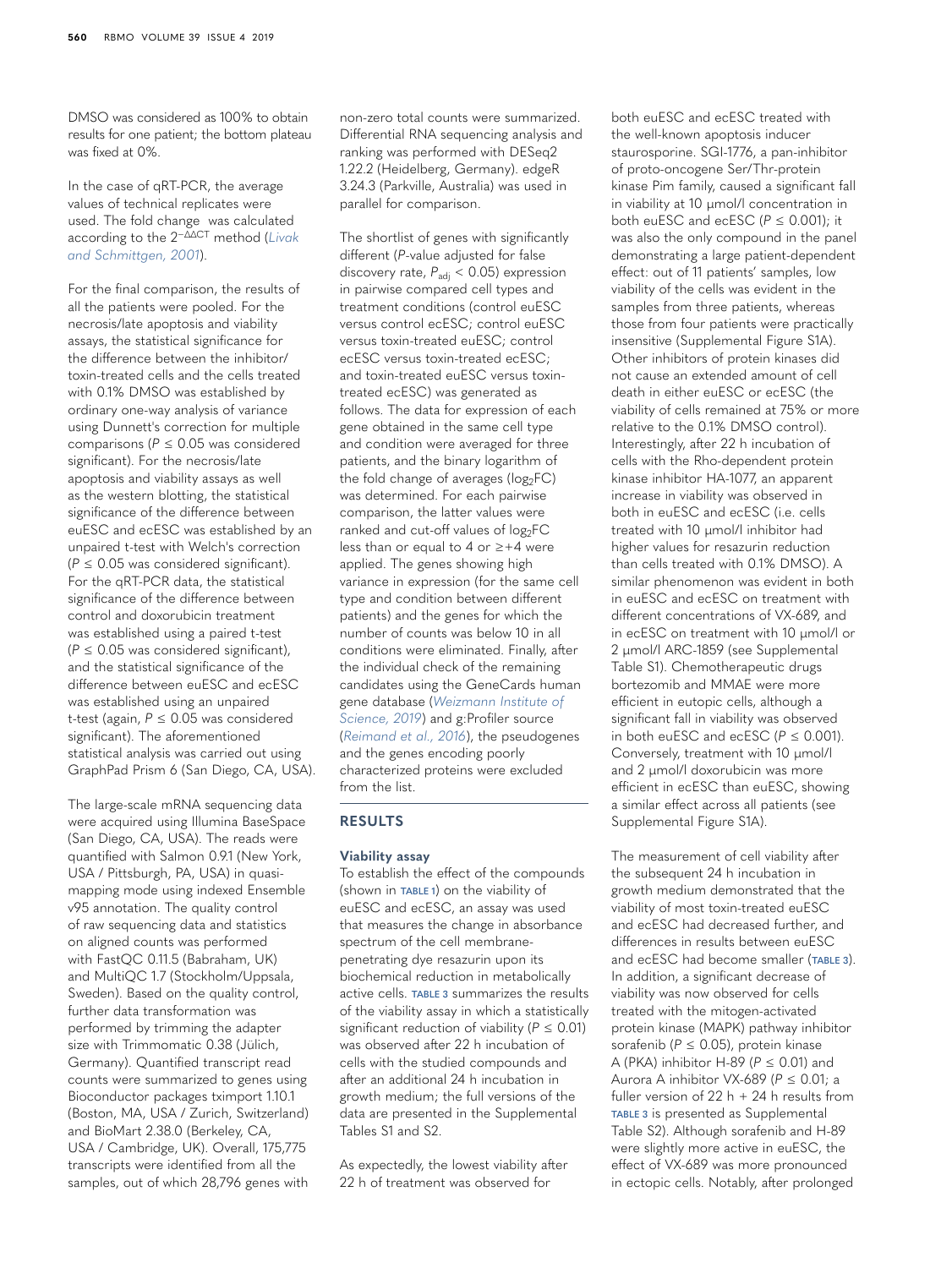DMSO was considered as 100% to obtain results for one patient; the bottom plateau was fixed at 0%.

In the case of qRT-PCR, the average values of technical replicates were used. The fold change was calculated according to the $2^{-\Delta\Delta CT}$ method (*Livak and Schmittgen, 2001*).

For the final comparison, the results of all the patients were pooled. For the necrosis/late apoptosis and viability assays, the statistical significance for the difference between the inhibitor/toxin-treated cells and the cells treated with 0.1% DMSO was established by ordinary one-way analysis of variance using Dunnett's correction for multiple comparisons ($P \leq 0.05$ was considered significant). For the necrosis/late apoptosis and viability assays as well as the western blotting, the statistical significance of the difference between euESC and ecESC was established by an unpaired t-test with Welch's correction ($P \leq 0.05$ was considered significant). For the qRT-PCR data, the statistical significance of the difference between control and doxorubicin treatment was established using a paired t-test ($P \leq 0.05$ was considered significant), and the statistical significance of the difference between euESC and ecESC was established using an unpaired t-test (again, $P \leq 0.05$ was considered significant). The aforementioned statistical analysis was carried out using GraphPad Prism 6 (San Diego, CA, USA).

The large-scale mRNA sequencing data were acquired using Illumina BaseSpace (San Diego, CA, USA). The reads were quantified with Salmon 0.9.1 (New York, USA / Pittsburgh, PA, USA) in quasi-mapping mode using indexed Ensemble v95 annotation. The quality control of raw sequencing data and statistics on aligned counts was performed with FastQC 0.11.5 (Babraham, UK) and MultiQC 1.7 (Stockholm/Uppsala, Sweden). Based on the quality control, further data transformation was performed by trimming the adapter size with Trimmomatic 0.38 (Jülich, Germany). Quantified transcript read counts were summarized to genes using Bioconductor packages tximport 1.10.1 (Boston, MA, USA / Zurich, Switzerland) and BioMart 2.38.0 (Berkeley, CA, USA / Cambridge, UK). Overall, 175,775 transcripts were identified from all the samples, out of which 28,796 genes with non-zero total counts were summarized. Differential RNA sequencing analysis and ranking was performed with DESeq2 1.22.2 (Heidelberg, Germany). edgeR 3.24.3 (Parkville, Australia) was used in parallel for comparison.

The shortlist of genes with significantly different ($P$-value adjusted for false discovery rate, $P_{adj} < 0.05$) expression in pairwise compared cell types and treatment conditions (control euESC versus control ecESC; control euESC versus toxin-treated euESC; control ecESC versus toxin-treated ecESC; and toxin-treated euESC versus toxin-treated ecESC) was generated as follows. The data for expression of each gene obtained in the same cell type and condition were averaged for three patients, and the binary logarithm of the fold change of averages ($\log_2 FC$) was determined. For each pairwise comparison, the latter values were ranked and cut-off values of $\log_2 FC$ less than or equal to 4 or $\geq +4$ were applied. The genes showing high variance in expression (for the same cell type and condition between different patients) and the genes for which the number of counts was below 10 in all conditions were eliminated. Finally, after the individual check of the remaining candidates using the GeneCards human gene database (*Weizmann Institute of Science, 2019*) and g:Profiler source (*Reimand et al., 2016*), the pseudogenes and the genes encoding poorly characterized proteins were excluded from the list.

## RESULTS

### Viability assay

To establish the effect of the compounds (shown in TABLE 1) on the viability of euESC and ecESC, an assay was used that measures the change in absorbance spectrum of the cell membrane-penetrating dye resazurin upon its biochemical reduction in metabolically active cells. TABLE 3 summarizes the results of the viability assay in which a statistically significant reduction of viability ($P \leq 0.01$) was observed after 22 h incubation of cells with the studied compounds and after an additional 24 h incubation in growth medium; the full versions of the data are presented in the Supplemental Tables S1 and S2.

As expectedly, the lowest viability after 22 h of treatment was observed for both euESC and ecESC treated with the well-known apoptosis inducer staurosporine. SGI-1776, a pan-inhibitor of proto-oncogene Ser/Thr-protein kinase Pim family, caused a significant fall in viability at 10 µmol/l concentration in both euESC and ecESC ($P \leq 0.001$); it was also the only compound in the panel demonstrating a large patient-dependent effect: out of 11 patients' samples, low viability of the cells was evident in the samples from three patients, whereas those from four patients were practically insensitive (Supplemental Figure S1A). Other inhibitors of protein kinases did not cause an extended amount of cell death in either euESC or ecESC (the viability of cells remained at 75% or more relative to the 0.1% DMSO control). Interestingly, after 22 h incubation of cells with the Rho-dependent protein kinase inhibitor HA-1077, an apparent increase in viability was observed in both in euESC and ecESC (i.e. cells treated with 10 µmol/l inhibitor had higher values for resazurin reduction than cells treated with 0.1% DMSO). A similar phenomenon was evident in both in euESC and ecESC on treatment with different concentrations of VX-689, and in ecESC on treatment with 10 µmol/l or 2 µmol/l ARC-1859 (see Supplemental Table S1). Chemotherapeutic drugs bortezomib and MMAE were more efficient in eutopic cells, although a significant fall in viability was observed in both euESC and ecESC ($P \leq 0.001$). Conversely, treatment with 10 µmol/l and 2 µmol/l doxorubicin was more efficient in ecESC than euESC, showing a similar effect across all patients (see Supplemental Figure S1A).

The measurement of cell viability after the subsequent 24 h incubation in growth medium demonstrated that the viability of most toxin-treated euESC and ecESC had decreased further, and differences in results between euESC and ecESC had become smaller (TABLE 3). In addition, a significant decrease of viability was now observed for cells treated with the mitogen-activated protein kinase (MAPK) pathway inhibitor sorafenib ($P \leq 0.05$), protein kinase A (PKA) inhibitor H-89 ($P \leq 0.01$) and Aurora A inhibitor VX-689 ($P \leq 0.01$; a fuller version of 22 h + 24 h results from TABLE 3 is presented as Supplemental Table S2). Although sorafenib and H-89 were slightly more active in euESC, the effect of VX-689 was more pronounced in ectopic cells. Notably, after prolonged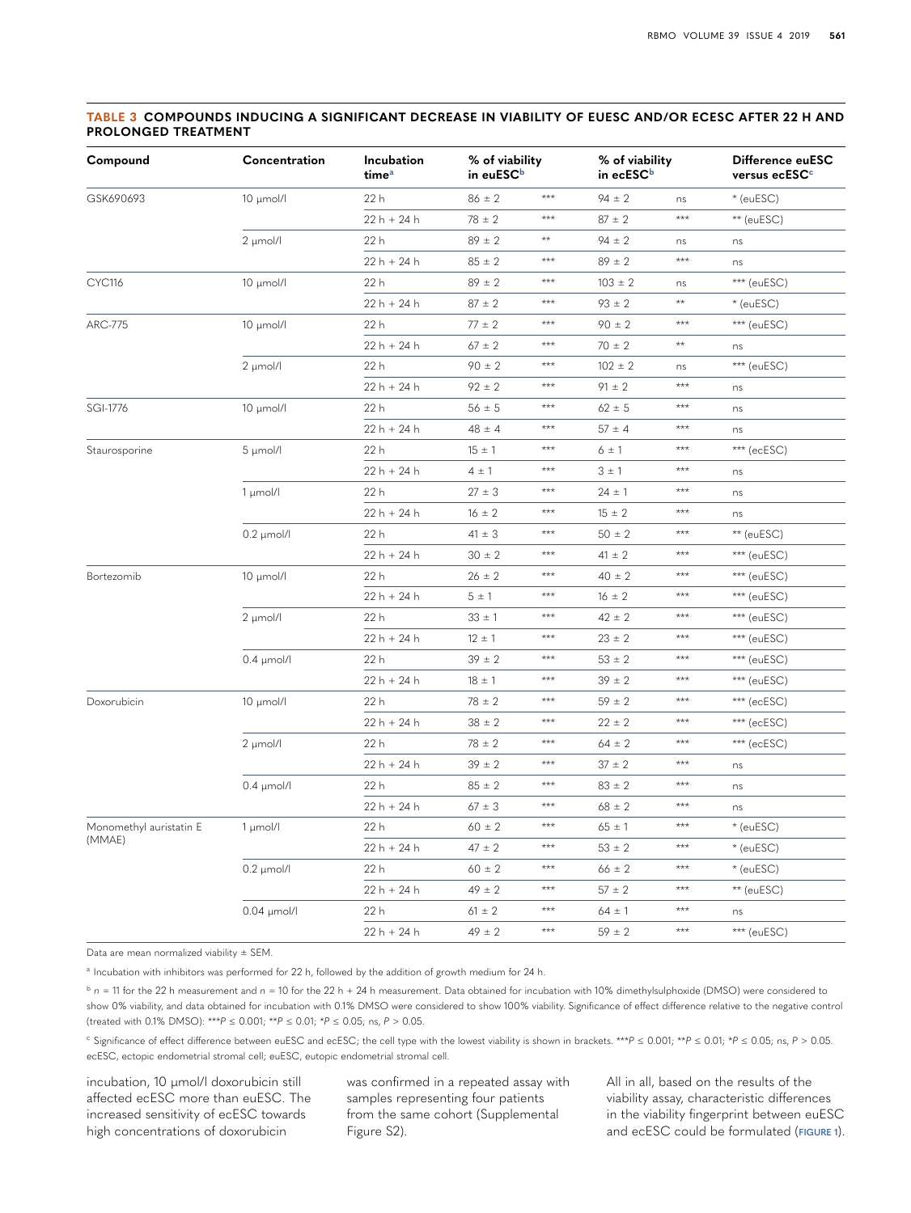**TABLE 3 COMPOUNDS INDUCING A SIGNIFICANT DECREASE IN VIABILITY OF EUESC AND/OR ECESC AFTER 22 H AND PROLONGED TREATMENT**

| Compound | Concentration | Incubation time[a] | % of viability in euESC[b] | | % of viability in ecESC[b] | | Difference euESC versus ecESC[c] |
|---|---|---|---|---|---|---|---|
| GSK690693 | 10 μmol/l | 22 h | 86 ± 2 | *** | 94 ± 2 | ns | * (euESC) |
| | | 22 h + 24 h | 78 ± 2 | *** | 87 ± 2 | *** | ** (euESC) |
| | 2 μmol/l | 22 h | 89 ± 2 | ** | 94 ± 2 | ns | ns |
| | | 22 h + 24 h | 85 ± 2 | *** | 89 ± 2 | *** | ns |
| CYC116 | 10 μmol/l | 22 h | 89 ± 2 | *** | 103 ± 2 | ns | *** (euESC) |
| | | 22 h + 24 h | 87 ± 2 | *** | 93 ± 2 | ** | * (euESC) |
| ARC-775 | 10 μmol/l | 22 h | 77 ± 2 | *** | 90 ± 2 | *** | *** (euESC) |
| | | 22 h + 24 h | 67 ± 2 | *** | 70 ± 2 | ** | ns |
| | 2 μmol/l | 22 h | 90 ± 2 | *** | 102 ± 2 | ns | *** (euESC) |
| | | 22 h + 24 h | 92 ± 2 | *** | 91 ± 2 | *** | ns |
| SGI-1776 | 10 μmol/l | 22 h | 56 ± 5 | *** | 62 ± 5 | *** | ns |
| | | 22 h + 24 h | 48 ± 4 | *** | 57 ± 4 | *** | ns |
| Staurosporine | 5 μmol/l | 22 h | 15 ± 1 | *** | 6 ± 1 | *** | *** (ecESC) |
| | | 22 h + 24 h | 4 ± 1 | *** | 3 ± 1 | *** | ns |
| | 1 μmol/l | 22 h | 27 ± 3 | *** | 24 ± 1 | *** | ns |
| | | 22 h + 24 h | 16 ± 2 | *** | 15 ± 2 | *** | ns |
| | 0.2 μmol/l | 22 h | 41 ± 3 | *** | 50 ± 2 | *** | ** (euESC) |
| | | 22 h + 24 h | 30 ± 2 | *** | 41 ± 2 | *** | *** (euESC) |
| Bortezomib | 10 μmol/l | 22 h | 26 ± 2 | *** | 40 ± 2 | *** | *** (euESC) |
| | | 22 h + 24 h | 5 ± 1 | *** | 16 ± 2 | *** | *** (euESC) |
| | 2 μmol/l | 22 h | 33 ± 1 | *** | 42 ± 2 | *** | *** (euESC) |
| | | 22 h + 24 h | 12 ± 1 | *** | 23 ± 2 | *** | *** (euESC) |
| | 0.4 μmol/l | 22 h | 39 ± 2 | *** | 53 ± 2 | *** | *** (euESC) |
| | | 22 h + 24 h | 18 ± 1 | *** | 39 ± 2 | *** | *** (euESC) |
| Doxorubicin | 10 μmol/l | 22 h | 78 ± 2 | *** | 59 ± 2 | *** | *** (ecESC) |
| | | 22 h + 24 h | 38 ± 2 | *** | 22 ± 2 | *** | *** (ecESC) |
| | 2 μmol/l | 22 h | 78 ± 2 | *** | 64 ± 2 | *** | *** (ecESC) |
| | | 22 h + 24 h | 39 ± 2 | *** | 37 ± 2 | *** | ns |
| | 0.4 μmol/l | 22 h | 85 ± 2 | *** | 83 ± 2 | *** | ns |
| | | 22 h + 24 h | 67 ± 3 | *** | 68 ± 2 | *** | ns |
| Monomethyl auristatin E (MMAE) | 1 μmol/l | 22 h | 60 ± 2 | *** | 65 ± 1 | *** | * (euESC) |
| | | 22 h + 24 h | 47 ± 2 | *** | 53 ± 2 | *** | * (euESC) |
| | 0.2 μmol/l | 22 h | 60 ± 2 | *** | 66 ± 2 | *** | * (euESC) |
| | | 22 h + 24 h | 49 ± 2 | *** | 57 ± 2 | *** | ** (euESC) |
| | 0.04 μmol/l | 22 h | 61 ± 2 | *** | 64 ± 1 | *** | ns |
| | | 22 h + 24 h | 49 ± 2 | *** | 59 ± 2 | *** | *** (euESC) |

Data are mean normalized viability ± SEM.

[a] Incubation with inhibitors was performed for 22 h, followed by the addition of growth medium for 24 h.

[b] $n = 11$ for the 22 h measurement and $n = 10$ for the 22 h + 24 h measurement. Data obtained for incubation with 10% dimethylsulphoxide (DMSO) were considered to show 0% viability, and data obtained for incubation with 0.1% DMSO were considered to show 100% viability. Significance of effect difference relative to the negative control (treated with 0.1% DMSO): ***$P \leq 0.001$; **$P \leq 0.01$; *$P \leq 0.05$; ns, $P > 0.05$.

[c] Significance of effect difference between euESC and ecESC; the cell type with the lowest viability is shown in brackets. ***$P \leq 0.001$; **$P \leq 0.01$; *$P \leq 0.05$; ns, $P > 0.05$. ecESC, ectopic endometrial stromal cell; euESC, eutopic endometrial stromal cell.

incubation, 10 μmol/l doxorubicin still affected ecESC more than euESC. The increased sensitivity of ecESC towards high concentrations of doxorubicin was confirmed in a repeated assay with samples representing four patients from the same cohort (Supplemental Figure S2).

All in all, based on the results of the viability assay, characteristic differences in the viability fingerprint between euESC and ecESC could be formulated (FIGURE 1).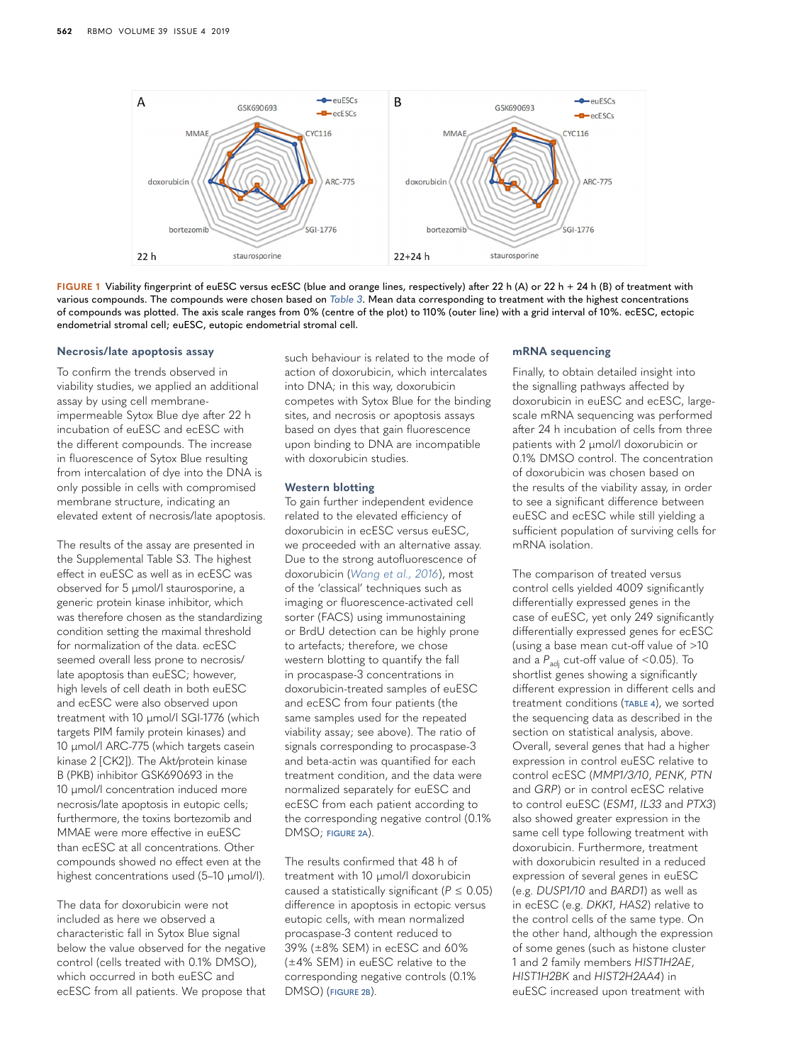FIGURE 1 Viability fingerprint of euESC versus ecESC (blue and orange lines, respectively) after 22 h (A) or 22 h + 24 h (B) of treatment with various compounds. The compounds were chosen based on Table 3. Mean data corresponding to treatment with the highest concentrations of compounds was plotted. The axis scale ranges from 0% (centre of the plot) to 110% (outer line) with a grid interval of 10%. ecESC, ectopic endometrial stromal cell; euESC, eutopic endometrial stromal cell.

### Necrosis/late apoptosis assay

To confirm the trends observed in viability studies, we applied an additional assay by using cell membrane-impermeable Sytox Blue dye after 22 h incubation of euESC and ecESC with the different compounds. The increase in fluorescence of Sytox Blue resulting from intercalation of dye into the DNA is only possible in cells with compromised membrane structure, indicating an elevated extent of necrosis/late apoptosis.

The results of the assay are presented in the Supplemental Table S3. The highest effect in euESC as well as in ecESC was observed for 5 µmol/l staurosporine, a generic protein kinase inhibitor, which was therefore chosen as the standardizing condition setting the maximal threshold for normalization of the data. ecESC seemed overall less prone to necrosis/late apoptosis than euESC; however, high levels of cell death in both euESC and ecESC were also observed upon treatment with 10 µmol/l SGI-1776 (which targets PIM family protein kinases) and 10 µmol/l ARC-775 (which targets casein kinase 2 [CK2]). The Akt/protein kinase B (PKB) inhibitor GSK690693 in the 10 µmol/l concentration induced more necrosis/late apoptosis in eutopic cells; furthermore, the toxins bortezomib and MMAE were more effective in euESC than ecESC at all concentrations. Other compounds showed no effect even at the highest concentrations used (5–10 µmol/l).

The data for doxorubicin were not included as here we observed a characteristic fall in Sytox Blue signal below the value observed for the negative control (cells treated with 0.1% DMSO), which occurred in both euESC and ecESC from all patients. We propose that such behaviour is related to the mode of action of doxorubicin, which intercalates into DNA; in this way, doxorubicin competes with Sytox Blue for the binding sites, and necrosis or apoptosis assays based on dyes that gain fluorescence upon binding to DNA are incompatible with doxorubicin studies.

### Western blotting

To gain further independent evidence related to the elevated efficiency of doxorubicin in ecESC versus euESC, we proceeded with an alternative assay. Due to the strong autofluorescence of doxorubicin (Wang et al., 2016), most of the 'classical' techniques such as imaging or fluorescence-activated cell sorter (FACS) using immunostaining or BrdU detection can be highly prone to artefacts; therefore, we chose western blotting to quantify the fall in procaspase-3 concentrations in doxorubicin-treated samples of euESC and ecESC from four patients (the same samples used for the repeated viability assay; see above). The ratio of signals corresponding to procaspase-3 and beta-actin was quantified for each treatment condition, and the data were normalized separately for euESC and ecESC from each patient according to the corresponding negative control (0.1% DMSO; FIGURE 2A).

The results confirmed that 48 h of treatment with 10 µmol/l doxorubicin caused a statistically significant ($P \leq 0.05$) difference in apoptosis in ectopic versus eutopic cells, with mean normalized procaspase-3 content reduced to 39% (±8% SEM) in ecESC and 60% (±4% SEM) in euESC relative to the corresponding negative controls (0.1% DMSO) (FIGURE 2B).

### mRNA sequencing

Finally, to obtain detailed insight into the signalling pathways affected by doxorubicin in euESC and ecESC, large-scale mRNA sequencing was performed after 24 h incubation of cells from three patients with 2 µmol/l doxorubicin or 0.1% DMSO control. The concentration of doxorubicin was chosen based on the results of the viability assay, in order to see a significant difference between euESC and ecESC while still yielding a sufficient population of surviving cells for mRNA isolation.

The comparison of treated versus control cells yielded 4009 significantly differentially expressed genes in the case of euESC, yet only 249 significantly differentially expressed genes for ecESC (using a base mean cut-off value of >10 and a $P_{adj}$ cut-off value of <0.05). To shortlist genes showing a significantly different expression in different cells and treatment conditions (TABLE 4), we sorted the sequencing data as described in the section on statistical analysis, above. Overall, several genes that had a higher expression in control euESC relative to control ecESC (*MMP1/3/10*, *PENK*, *PTN* and *GRP*) or in control ecESC relative to control euESC (*ESM1*, *IL33* and *PTX3*) also showed greater expression in the same cell type following treatment with doxorubicin. Furthermore, treatment with doxorubicin resulted in a reduced expression of several genes in euESC (e.g. *DUSP1/10* and *BARD1*) as well as in ecESC (e.g. *DKK1*, *HAS2*) relative to the control cells of the same type. On the other hand, although the expression of some genes (such as histone cluster 1 and 2 family members *HIST1H2AE*, *HIST1H2BK* and *HIST2H2AA4*) in euESC increased upon treatment with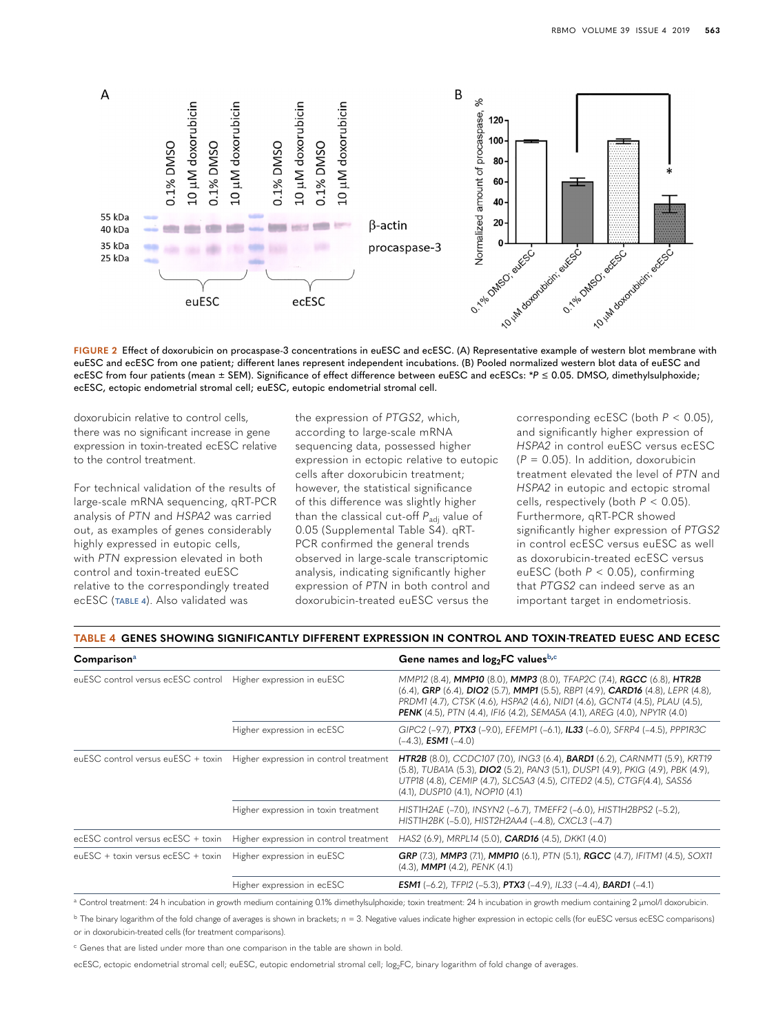FIGURE 2 Effect of doxorubicin on procaspase-3 concentrations in euESC and ecESC. (A) Representative example of western blot membrane with euESC and ecESC from one patient; different lanes represent independent incubations. (B) Pooled normalized western blot data of euESC and ecESC from four patients (mean ± SEM). Significance of effect difference between euESC and ecESCs: *$P \leq 0.05$. DMSO, dimethylsulphoxide; ecESC, ectopic endometrial stromal cell; euESC, eutopic endometrial stromal cell.

doxorubicin relative to control cells, there was no significant increase in gene expression in toxin-treated ecESC relative to the control treatment.

For technical validation of the results of large-scale mRNA sequencing, qRT-PCR analysis of *PTN* and *HSPA2* was carried out, as examples of genes considerably highly expressed in eutopic cells, with *PTN* expression elevated in both control and toxin-treated euESC relative to the correspondingly treated ecESC (TABLE 4). Also validated was the expression of *PTGS2*, which, according to large-scale mRNA sequencing data, possessed higher expression in ectopic relative to eutopic cells after doxorubicin treatment; however, the statistical significance of this difference was slightly higher than the classical cut-off $P_{adj}$ value of 0.05 (Supplemental Table S4). qRT-PCR confirmed the general trends observed in large-scale transcriptomic analysis, indicating significantly higher expression of *PTN* in both control and doxorubicin-treated euESC versus the corresponding ecESC (both $P < 0.05$), and significantly higher expression of *HSPA2* in control euESC versus ecESC ($P = 0.05$). In addition, doxorubicin treatment elevated the level of *PTN* and *HSPA2* in eutopic and ectopic stromal cells, respectively (both $P < 0.05$). Furthermore, qRT-PCR showed significantly higher expression of *PTGS2* in control ecESC versus euESC as well as doxorubicin-treated ecESC versus euESC (both $P < 0.05$), confirming that *PTGS2* can indeed serve as an important target in endometriosis.

**TABLE 4 GENES SHOWING SIGNIFICANTLY DIFFERENT EXPRESSION IN CONTROL AND TOXIN-TREATED EUESC AND ECESC**

| Comparison[a] | | Gene names and $log_2FC$ values[b,c] |
|---|---|---|
| euESC control versus ecESC control | Higher expression in euESC | *MMP12* (8.4), ***MMP10*** (8.0), ***MMP3*** (8.0), *TFAP2C* (7.4), ***RGCC*** (6.8), ***HTR2B*** (6.4), ***GRP*** (6.4), ***DIO2*** (5.7), ***MMP1*** (5.5), *RBP1* (4.9), ***CARD16*** (4.8), *LEPR* (4.8), *PRDM1* (4.7), *CTSK* (4.6), *HSPA2* (4.6), *NID1* (4.6), *GCNT4* (4.5), *PLAU* (4.5), ***PENK*** (4.5), *PTN* (4.4), *IFI6* (4.2), *SEMA5A* (4.1), *AREG* (4.0), *NPY1R* (4.0) |
| | Higher expression in ecESC | *GIPC2* (–9.7), ***PTX3*** (–9.0), *EFEMP1* (–6.1), ***IL33*** (–6.0), *SFRP4* (–4.5), *PPP1R3C* (–4.3), ***ESM1*** (–4.0) |
| euESC control versus euESC + toxin | Higher expression in control treatment | ***HTR2B*** (8.0), *CCDC107* (7.0), *ING3* (6.4), ***BARD1*** (6.2), *CARNMT1* (5.9), *KRT19* (5.8), *TUBA1A* (5.3), ***DIO2*** (5.2), *PAN3* (5.1), *DUSP1* (4.9), *PKIG* (4.9), *PBK* (4.9), *UTP18* (4.8), *CEMIP* (4.7), *SLC5A3* (4.5), *CITED2* (4.5), *CTGF*(4.4), *SASS6* (4.1), *DUSP10* (4.1), *NOP10* (4.1) |
| | Higher expression in toxin treatment | *HIST1H2AE* (–7.0), *INSYN2* (–6.7), *TMEFF2* (–6.0), *HIST1H2BPS2* (–5.2), *HIST1H2BK* (–5.0), *HIST2H2AA4* (–4.8), *CXCL3* (–4.7) |
| ecESC control versus ecESC + toxin | Higher expression in control treatment | *HAS2* (6.9), *MRPL14* (5.0), ***CARD16*** (4.5), *DKK1* (4.0) |
| euESC + toxin versus ecESC + toxin | Higher expression in euESC | ***GRP*** (7.3), ***MMP3*** (7.1), ***MMP10*** (6.1), *PTN* (5.1), ***RGCC*** (4.7), *IFITM1* (4.5), *SOX11* (4.3), ***MMP1*** (4.2), *PENK* (4.1) |
| | Higher expression in ecESC | ***ESM1*** (–6.2), *TFPI2* (–5.3), ***PTX3*** (–4.9), *IL33* (–4.4), ***BARD1*** (–4.1) |

[a] Control treatment: 24 h incubation in growth medium containing 0.1% dimethylsulphoxide; toxin treatment: 24 h incubation in growth medium containing 2 µmol/l doxorubicin.

[b] The binary logarithm of the fold change of averages is shown in brackets; $n = 3$. Negative values indicate higher expression in ectopic cells (for euESC versus ecESC comparisons) or in doxorubicin-treated cells (for treatment comparisons).

[c] Genes that are listed under more than one comparison in the table are shown in bold.

ecESC, ectopic endometrial stromal cell; euESC, eutopic endometrial stromal cell; $log_2FC$, binary logarithm of fold change of averages.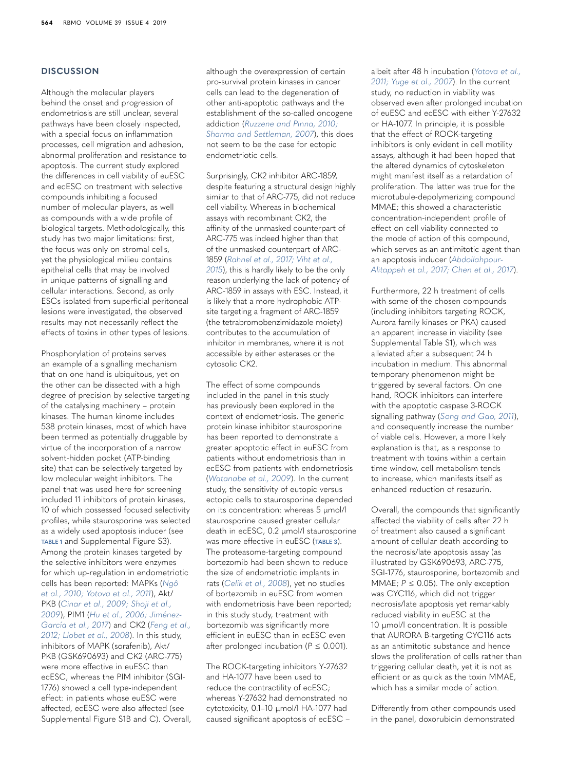## DISCUSSION

Although the molecular players behind the onset and progression of endometriosis are still unclear, several pathways have been closely inspected, with a special focus on inflammation processes, cell migration and adhesion, abnormal proliferation and resistance to apoptosis. The current study explored the differences in cell viability of euESC and ecESC on treatment with selective compounds inhibiting a focused number of molecular players, as well as compounds with a wide profile of biological targets. Methodologically, this study has two major limitations: first, the focus was only on stromal cells, yet the physiological milieu contains epithelial cells that may be involved in unique patterns of signalling and cellular interactions. Second, as only ESCs isolated from superficial peritoneal lesions were investigated, the observed results may not necessarily reflect the effects of toxins in other types of lesions.

Phosphorylation of proteins serves an example of a signalling mechanism that on one hand is ubiquitous, yet on the other can be dissected with a high degree of precision by selective targeting of the catalysing machinery – protein kinases. The human kinome includes 538 protein kinases, most of which have been termed as potentially druggable by virtue of the incorporation of a narrow solvent-hidden pocket (ATP-binding site) that can be selectively targeted by low molecular weight inhibitors. The panel that was used here for screening included 11 inhibitors of protein kinases, 10 of which possessed focused selectivity profiles, while staurosporine was selected as a widely used apoptosis inducer (see TABLE 1 and Supplemental Figure S3). Among the protein kinases targeted by the selective inhibitors were enzymes for which up-regulation in endometriotic cells has been reported: MAPKs (*Ngô et al., 2010; Yotova et al., 2011*), Akt/PKB (*Cinar et al., 2009; Shoji et al., 2009*), PIM1 (*Hu et al., 2006; Jiménez-García et al., 2017*) and CK2 (*Feng et al., 2012; Llobet et al., 2008*). In this study, inhibitors of MAPK (sorafenib), Akt/PKB (GSK690693) and CK2 (ARC-775) were more effective in euESC than ecESC, whereas the PIM inhibitor (SGI-1776) showed a cell type-independent effect: in patients whose euESC were affected, ecESC were also affected (see Supplemental Figure S1B and C). Overall, although the overexpression of certain pro-survival protein kinases in cancer cells can lead to the degeneration of other anti-apoptotic pathways and the establishment of the so-called oncogene addiction (*Ruzzene and Pinna, 2010; Sharma and Settleman, 2007*), this does not seem to be the case for ectopic endometriotic cells.

Surprisingly, CK2 inhibitor ARC-1859, despite featuring a structural design highly similar to that of ARC-775, did not reduce cell viability. Whereas in biochemical assays with recombinant CK2, the affinity of the unmasked counterpart of ARC-775 was indeed higher than that of the unmasked counterpart of ARC-1859 (*Rahnel et al., 2017; Viht et al., 2015*), this is hardly likely to be the only reason underlying the lack of potency of ARC-1859 in assays with ESC. Instead, it is likely that a more hydrophobic ATP-site targeting a fragment of ARC-1859 (the tetrabromobenzimidazole moiety) contributes to the accumulation of inhibitor in membranes, where it is not accessible by either esterases or the cytosolic CK2.

The effect of some compounds included in the panel in this study has previously been explored in the context of endometriosis. The generic protein kinase inhibitor staurosporine has been reported to demonstrate a greater apoptotic effect in euESC from patients without endometriosis than in ecESC from patients with endometriosis (*Watanabe et al., 2009*). In the current study, the sensitivity of eutopic versus ectopic cells to staurosporine depended on its concentration: whereas 5 µmol/l staurosporine caused greater cellular death in ecESC, 0.2 µmol/l staurosporine was more effective in euESC (TABLE 3). The proteasome-targeting compound bortezomib had been shown to reduce the size of endometriotic implants in rats (*Celik et al., 2008*), yet no studies of bortezomib in euESC from women with endometriosis have been reported; in this study study, treatment with bortezomib was significantly more efficient in euESC than in ecESC even after prolonged incubation ($P \leq 0.001$).

The ROCK-targeting inhibitors Y-27632 and HA-1077 have been used to reduce the contractility of ecESC; whereas Y-27632 had demonstrated no cytotoxicity, 0.1–10 µmol/l HA-1077 had caused significant apoptosis of ecESC – albeit after 48 h incubation (*Yotova et al., 2011; Yuge et al., 2007*). In the current study, no reduction in viability was observed even after prolonged incubation of euESC and ecESC with either Y-27632 or HA-1077. In principle, it is possible that the effect of ROCK-targeting inhibitors is only evident in cell motility assays, although it had been hoped that the altered dynamics of cytoskeleton might manifest itself as a retardation of proliferation. The latter was true for the microtubule-depolymerizing compound MMAE; this showed a characteristic concentration-independent profile of effect on cell viability connected to the mode of action of this compound, which serves as an antimitotic agent than an apoptosis inducer (*Abdollahpour-Alitappeh et al., 2017; Chen et al., 2017*).

Furthermore, 22 h treatment of cells with some of the chosen compounds (including inhibitors targeting ROCK, Aurora family kinases or PKA) caused an apparent increase in viability (see Supplemental Table S1), which was alleviated after a subsequent 24 h incubation in medium. This abnormal temporary phenomenon might be triggered by several factors. On one hand, ROCK inhibitors can interfere with the apoptotic caspase 3-ROCK signalling pathway (*Song and Gao, 2011*), and consequently increase the number of viable cells. However, a more likely explanation is that, as a response to treatment with toxins within a certain time window, cell metabolism tends to increase, which manifests itself as enhanced reduction of resazurin.

Overall, the compounds that significantly affected the viability of cells after 22 h of treatment also caused a significant amount of cellular death according to the necrosis/late apoptosis assay (as illustrated by GSK690693, ARC-775, SGI-1776, staurosporine, bortezomib and MMAE; $P \leq 0.05$). The only exception was CYC116, which did not trigger necrosis/late apoptosis yet remarkably reduced viability in euESC at the 10 µmol/l concentration. It is possible that AURORA B-targeting CYC116 acts as an antimitotic substance and hence slows the proliferation of cells rather than triggering cellular death, yet it is not as efficient or as quick as the toxin MMAE, which has a similar mode of action.

Differently from other compounds used in the panel, doxorubicin demonstrated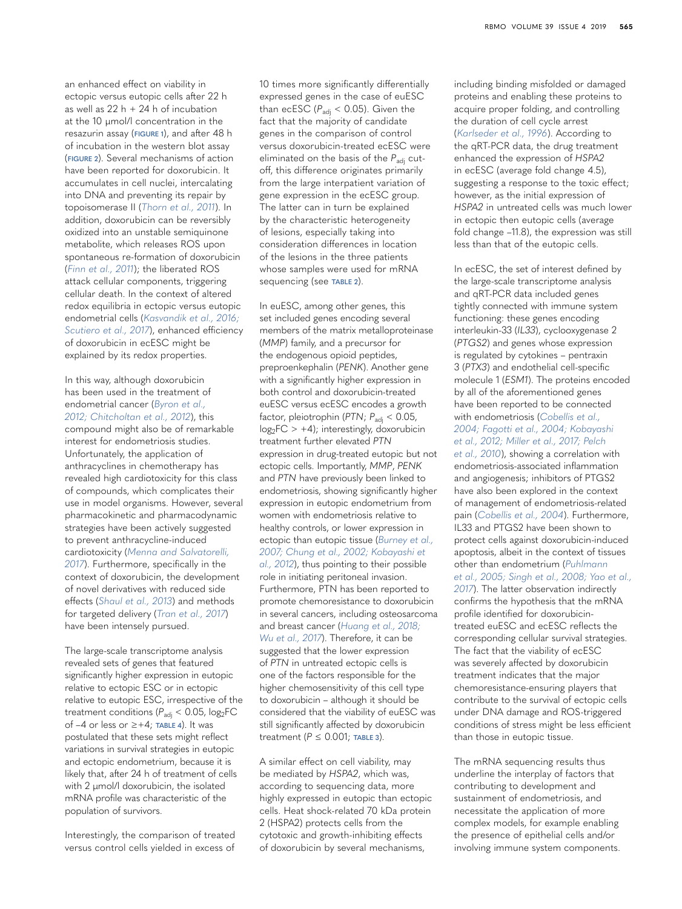an enhanced effect on viability in ectopic versus eutopic cells after 22 h as well as 22 h + 24 h of incubation at the 10 µmol/l concentration in the resazurin assay (FIGURE 1), and after 48 h of incubation in the western blot assay (FIGURE 2). Several mechanisms of action have been reported for doxorubicin. It accumulates in cell nuclei, intercalating into DNA and preventing its repair by topoisomerase II (*Thorn et al., 2011*). In addition, doxorubicin can be reversibly oxidized into an unstable semiquinone metabolite, which releases ROS upon spontaneous re-formation of doxorubicin (*Finn et al., 2011*); the liberated ROS attack cellular components, triggering cellular death. In the context of altered redox equilibria in ectopic versus eutopic endometrial cells (*Kasvandik et al., 2016; Scutiero et al., 2017*), enhanced efficiency of doxorubicin in ecESC might be explained by its redox properties.

In this way, although doxorubicin has been used in the treatment of endometrial cancer (*Byron et al., 2012; Chitcholtan et al., 2012*), this compound might also be of remarkable interest for endometriosis studies. Unfortunately, the application of anthracyclines in chemotherapy has revealed high cardiotoxicity for this class of compounds, which complicates their use in model organisms. However, several pharmacokinetic and pharmacodynamic strategies have been actively suggested to prevent anthracycline-induced cardiotoxicity (*Menna and Salvatorelli, 2017*). Furthermore, specifically in the context of doxorubicin, the development of novel derivatives with reduced side effects (*Shaul et al., 2013*) and methods for targeted delivery (*Tran et al., 2017*) have been intensely pursued.

The large-scale transcriptome analysis revealed sets of genes that featured significantly higher expression in eutopic relative to ectopic ESC or in ectopic relative to eutopic ESC, irrespective of the treatment conditions ($P_{adj} < 0.05$, $\log_2$FC of –4 or less or ≥+4; TABLE 4). It was postulated that these sets might reflect variations in survival strategies in eutopic and ectopic endometrium, because it is likely that, after 24 h of treatment of cells with 2 µmol/l doxorubicin, the isolated mRNA profile was characteristic of the population of survivors.

Interestingly, the comparison of treated versus control cells yielded in excess of 10 times more significantly differentially expressed genes in the case of euESC than ecESC ($P_{adj} < 0.05$). Given the fact that the majority of candidate genes in the comparison of control versus doxorubicin-treated ecESC were eliminated on the basis of the $P_{adj}$ cut-off, this difference originates primarily from the large interpatient variation of gene expression in the ecESC group. The latter can in turn be explained by the characteristic heterogeneity of lesions, especially taking into consideration differences in location of the lesions in the three patients whose samples were used for mRNA sequencing (see TABLE 2).

In euESC, among other genes, this set included genes encoding several members of the matrix metalloproteinase (*MMP*) family, and a precursor for the endogenous opioid peptides, preproenkephalin (*PENK*). Another gene with a significantly higher expression in both control and doxorubicin-treated euESC versus ecESC encodes a growth factor, pleiotrophin (*PTN*; $P_{adj} < 0.05$, $\log_2\text{FC} > +4$); interestingly, doxorubicin treatment further elevated *PTN* expression in drug-treated eutopic but not ectopic cells. Importantly, *MMP*, *PENK* and *PTN* have previously been linked to endometriosis, showing significantly higher expression in eutopic endometrium from women with endometriosis relative to healthy controls, or lower expression in ectopic than eutopic tissue (*Burney et al., 2007; Chung et al., 2002; Kobayashi et al., 2012*), thus pointing to their possible role in initiating peritoneal invasion. Furthermore, PTN has been reported to promote chemoresistance to doxorubicin in several cancers, including osteosarcoma and breast cancer (*Huang et al., 2018; Wu et al., 2017*). Therefore, it can be suggested that the lower expression of *PTN* in untreated ectopic cells is one of the factors responsible for the higher chemosensitivity of this cell type to doxorubicin – although it should be considered that the viability of euESC was still significantly affected by doxorubicin treatment ($P \leq 0.001$; TABLE 3).

A similar effect on cell viability, may be mediated by *HSPA2*, which was, according to sequencing data, more highly expressed in eutopic than ectopic cells. Heat shock-related 70 kDa protein 2 (HSPA2) protects cells from the cytotoxic and growth-inhibiting effects of doxorubicin by several mechanisms, including binding misfolded or damaged proteins and enabling these proteins to acquire proper folding, and controlling the duration of cell cycle arrest (*Karlseder et al., 1996*). According to the qRT-PCR data, the drug treatment enhanced the expression of *HSPA2* in ecESC (average fold change 4.5), suggesting a response to the toxic effect; however, as the initial expression of *HSPA2* in untreated cells was much lower in ectopic then eutopic cells (average fold change –11.8), the expression was still less than that of the eutopic cells.

In ecESC, the set of interest defined by the large-scale transcriptome analysis and qRT-PCR data included genes tightly connected with immune system functioning: these genes encoding interleukin-33 (*IL33*), cyclooxygenase 2 (*PTGS2*) and genes whose expression is regulated by cytokines – pentraxin 3 (*PTX3*) and endothelial cell-specific molecule 1 (*ESM1*). The proteins encoded by all of the aforementioned genes have been reported to be connected with endometriosis (*Cobellis et al., 2004; Fagotti et al., 2004; Kobayashi et al., 2012; Miller et al., 2017; Pelch et al., 2010*), showing a correlation with endometriosis-associated inflammation and angiogenesis; inhibitors of PTGS2 have also been explored in the context of management of endometriosis-related pain (*Cobellis et al., 2004*). Furthermore, IL33 and PTGS2 have been shown to protect cells against doxorubicin-induced apoptosis, albeit in the context of tissues other than endometrium (*Puhlmann et al., 2005; Singh et al., 2008; Yao et al., 2017*). The latter observation indirectly confirms the hypothesis that the mRNA profile identified for doxorubicin-treated euESC and ecESC reflects the corresponding cellular survival strategies. The fact that the viability of ecESC was severely affected by doxorubicin treatment indicates that the major chemoresistance-ensuring players that contribute to the survival of ectopic cells under DNA damage and ROS-triggered conditions of stress might be less efficient than those in eutopic tissue.

The mRNA sequencing results thus underline the interplay of factors that contributing to development and sustainment of endometriosis, and necessitate the application of more complex models, for example enabling the presence of epithelial cells and/or involving immune system components.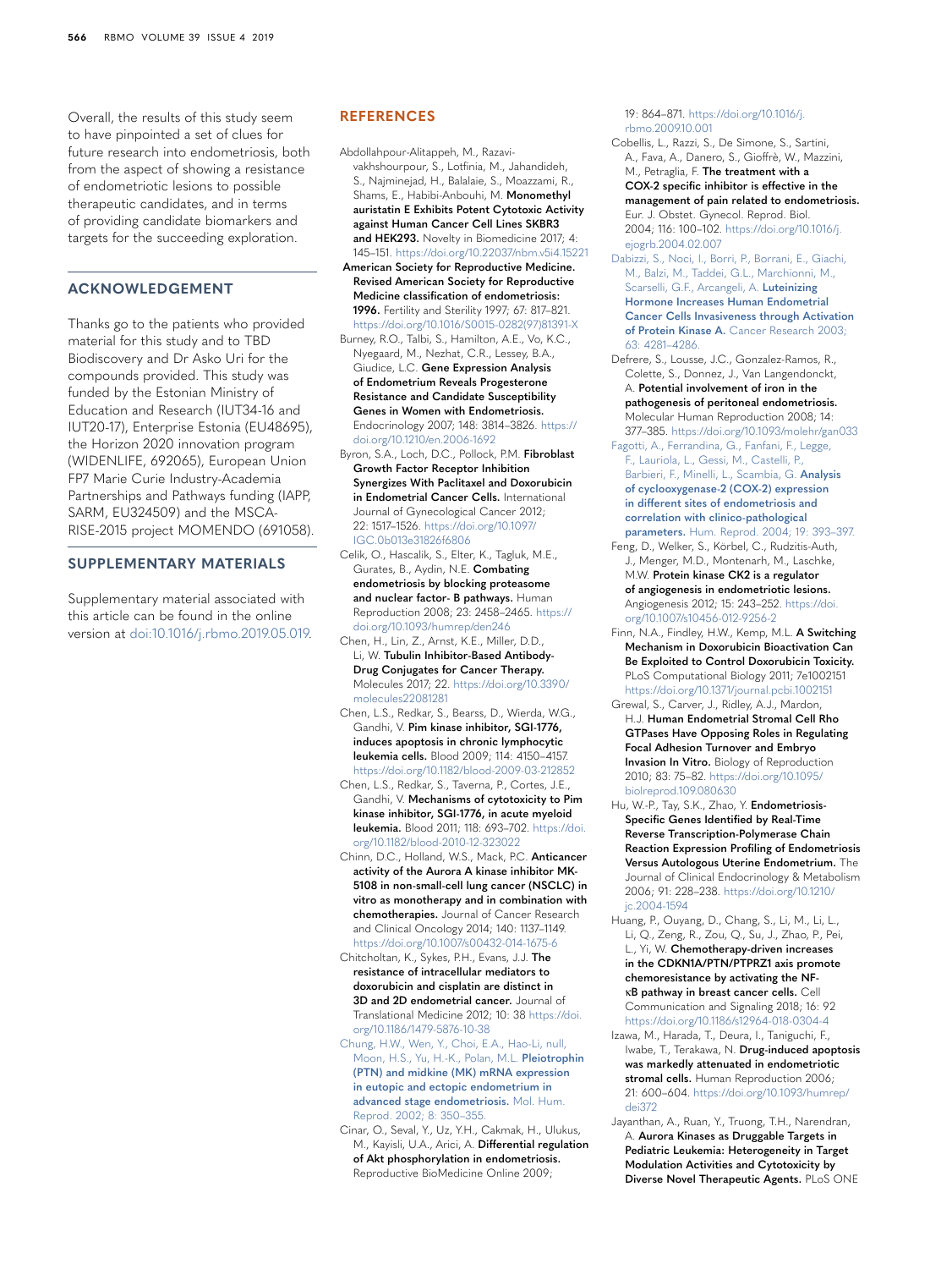Overall, the results of this study seem to have pinpointed a set of clues for future research into endometriosis, both from the aspect of showing a resistance of endometriotic lesions to possible therapeutic candidates, and in terms of providing candidate biomarkers and targets for the succeeding exploration.

## ACKNOWLEDGEMENT

Thanks go to the patients who provided material for this study and to TBD Biodiscovery and Dr Asko Uri for the compounds provided. This study was funded by the Estonian Ministry of Education and Research (IUT34-16 and IUT20-17), Enterprise Estonia (EU48695), the Horizon 2020 innovation program (WIDENLIFE, 692065), European Union FP7 Marie Curie Industry-Academia Partnerships and Pathways funding (IAPP, SARM, EU324509) and the MSCA-RISE-2015 project MOMENDO (691058).

## SUPPLEMENTARY MATERIALS

Supplementary material associated with this article can be found in the online version at doi:10.1016/j.rbmo.2019.05.019.

## REFERENCES

Abdollahpour-Alitappeh, M., Razavi-vakhshourpour, S., Lotfinia, M., Jahandideh, S., Najminejad, H., Balalaie, S., Moazzami, R., Shams, E., Habibi-Anbouhi, M. **Monomethyl auristatin E Exhibits Potent Cytotoxic Activity against Human Cancer Cell Lines SKBR3 and HEK293.** Novelty in Biomedicine 2017; 4: 145–151. https://doi.org/10.22037/nbm.v5i4.15221

American Society for Reproductive Medicine. **Revised American Society for Reproductive Medicine classification of endometriosis: 1996.** Fertility and Sterility 1997; 67: 817–821. https://doi.org/10.1016/S0015-0282(97)81391-X

Burney, R.O., Talbi, S., Hamilton, A.E., Vo, K.C., Nyegaard, M., Nezhat, C.R., Lessey, B.A., Giudice, L.C. **Gene Expression Analysis of Endometrium Reveals Progesterone Resistance and Candidate Susceptibility Genes in Women with Endometriosis.** Endocrinology 2007; 148: 3814–3826. https://doi.org/10.1210/en.2006-1692

Byron, S.A., Loch, D.C., Pollock, P.M. **Fibroblast Growth Factor Receptor Inhibition Synergizes With Paclitaxel and Doxorubicin in Endometrial Cancer Cells.** International Journal of Gynecological Cancer 2012; 22: 1517–1526. https://doi.org/10.1097/IGC.0b013e31826f6806

Celik, O., Hascalik, S., Elter, K., Tagluk, M.E., Gurates, B., Aydin, N.E. **Combating endometriosis by blocking proteasome and nuclear factor- B pathways.** Human Reproduction 2008; 23: 2458–2465. https://doi.org/10.1093/humrep/den246

Chen, H., Lin, Z., Arnst, K.E., Miller, D.D., Li, W. **Tubulin Inhibitor-Based Antibody-Drug Conjugates for Cancer Therapy.** Molecules 2017; 22. https://doi.org/10.3390/molecules22081281

Chen, L.S., Redkar, S., Bearss, D., Wierda, W.G., Gandhi, V. **Pim kinase inhibitor, SGI-1776, induces apoptosis in chronic lymphocytic leukemia cells.** Blood 2009; 114: 4150–4157. https://doi.org/10.1182/blood-2009-03-212852

Chen, L.S., Redkar, S., Taverna, P., Cortes, J.E., Gandhi, V. **Mechanisms of cytotoxicity to Pim kinase inhibitor, SGI-1776, in acute myeloid leukemia.** Blood 2011; 118: 693–702. https://doi.org/10.1182/blood-2010-12-323022

Chinn, D.C., Holland, W.S., Mack, P.C. **Anticancer activity of the Aurora A kinase inhibitor MK-5108 in non-small-cell lung cancer (NSCLC) in vitro as monotherapy and in combination with chemotherapies.** Journal of Cancer Research and Clinical Oncology 2014; 140: 1137–1149. https://doi.org/10.1007/s00432-014-1675-6

Chitcholtan, K., Sykes, P.H., Evans, J.J. **The resistance of intracellular mediators to doxorubicin and cisplatin are distinct in 3D and 2D endometrial cancer.** Journal of Translational Medicine 2012; 10: 38 https://doi.org/10.1186/1479-5876-10-38

Chung, H.W., Wen, Y., Choi, E.A., Hao-Li, null, Moon, H.S., Yu, H.-K., Polan, M.L. **Pleiotrophin (PTN) and midkine (MK) mRNA expression in eutopic and ectopic endometrium in advanced stage endometriosis.** Mol. Hum. Reprod. 2002; 8: 350–355.

Cinar, O., Seval, Y., Uz, Y.H., Cakmak, H., Ulukus, M., Kayisli, U.A., Arici, A. **Differential regulation of Akt phosphorylation in endometriosis.** Reproductive BioMedicine Online 2009; 19: 864–871. https://doi.org/10.1016/j.rbmo.2009.10.001

Cobellis, L., Razzi, S., De Simone, S., Sartini, A., Fava, A., Danero, S., Gioffrè, W., Mazzini, M., Petraglia, F. **The treatment with a COX-2 specific inhibitor is effective in the management of pain related to endometriosis.** Eur. J. Obstet. Gynecol. Reprod. Biol. 2004; 116: 100–102. https://doi.org/10.1016/j.ejogrb.2004.02.007

Dabizzi, S., Noci, I., Borri, P., Borrani, E., Giachi, M., Balzi, M., Taddei, G.L., Marchionni, M., Scarselli, G.F., Arcangeli, A. **Luteinizing Hormone Increases Human Endometrial Cancer Cells Invasiveness through Activation of Protein Kinase A.** Cancer Research 2003; 63: 4281–4286.

Defrere, S., Lousse, J.C., Gonzalez-Ramos, R., Colette, S., Donnez, J., Van Langendonckt, A. **Potential involvement of iron in the pathogenesis of peritoneal endometriosis.** Molecular Human Reproduction 2008; 14: 377–385. https://doi.org/10.1093/molehr/gan033

Fagotti, A., Ferrandina, G., Fanfani, F., Legge, F., Lauriola, L., Gessi, M., Castelli, P., Barbieri, F., Minelli, L., Scambia, G. **Analysis of cyclooxygenase-2 (COX-2) expression in different sites of endometriosis and correlation with clinico-pathological parameters.** Hum. Reprod. 2004; 19: 393–397.

Feng, D., Welker, S., Körbel, C., Rudzitis-Auth, J., Menger, M.D., Montenarh, M., Laschke, M.W. **Protein kinase CK2 is a regulator of angiogenesis in endometriotic lesions.** Angiogenesis 2012; 15: 243–252. https://doi.org/10.1007/s10456-012-9256-2

Finn, N.A., Findley, H.W., Kemp, M.L. **A Switching Mechanism in Doxorubicin Bioactivation Can Be Exploited to Control Doxorubicin Toxicity.** PLoS Computational Biology 2011; 7e1002151 https://doi.org/10.1371/journal.pcbi.1002151

Grewal, S., Carver, J., Ridley, A.J., Mardon, H.J. **Human Endometrial Stromal Cell Rho GTPases Have Opposing Roles in Regulating Focal Adhesion Turnover and Embryo Invasion In Vitro.** Biology of Reproduction 2010; 83: 75–82. https://doi.org/10.1095/biolreprod.109.080630

Hu, W.-P., Tay, S.K., Zhao, Y. **Endometriosis-Specific Genes Identified by Real-Time Reverse Transcription-Polymerase Chain Reaction Expression Profiling of Endometriosis Versus Autologous Uterine Endometrium.** The Journal of Clinical Endocrinology & Metabolism 2006; 91: 228–238. https://doi.org/10.1210/jc.2004-1594

Huang, P., Ouyang, D., Chang, S., Li, M., Li, L., Li, Q., Zeng, R., Zou, Q., Su, J., Zhao, P., Pei, L., Yi, W. **Chemotherapy-driven increases in the CDKN1A/PTN/PTPRZ1 axis promote chemoresistance by activating the NF-κB pathway in breast cancer cells.** Cell Communication and Signaling 2018; 16: 92 https://doi.org/10.1186/s12964-018-0304-4

Izawa, M., Harada, T., Deura, I., Taniguchi, F., Iwabe, T., Terakawa, N. **Drug-induced apoptosis was markedly attenuated in endometriotic stromal cells.** Human Reproduction 2006; 21: 600–604. https://doi.org/10.1093/humrep/dei372

Jayanthan, A., Ruan, Y., Truong, T.H., Narendran, A. **Aurora Kinases as Druggable Targets in Pediatric Leukemia: Heterogeneity in Target Modulation Activities and Cytotoxicity by Diverse Novel Therapeutic Agents.** PLoS ONE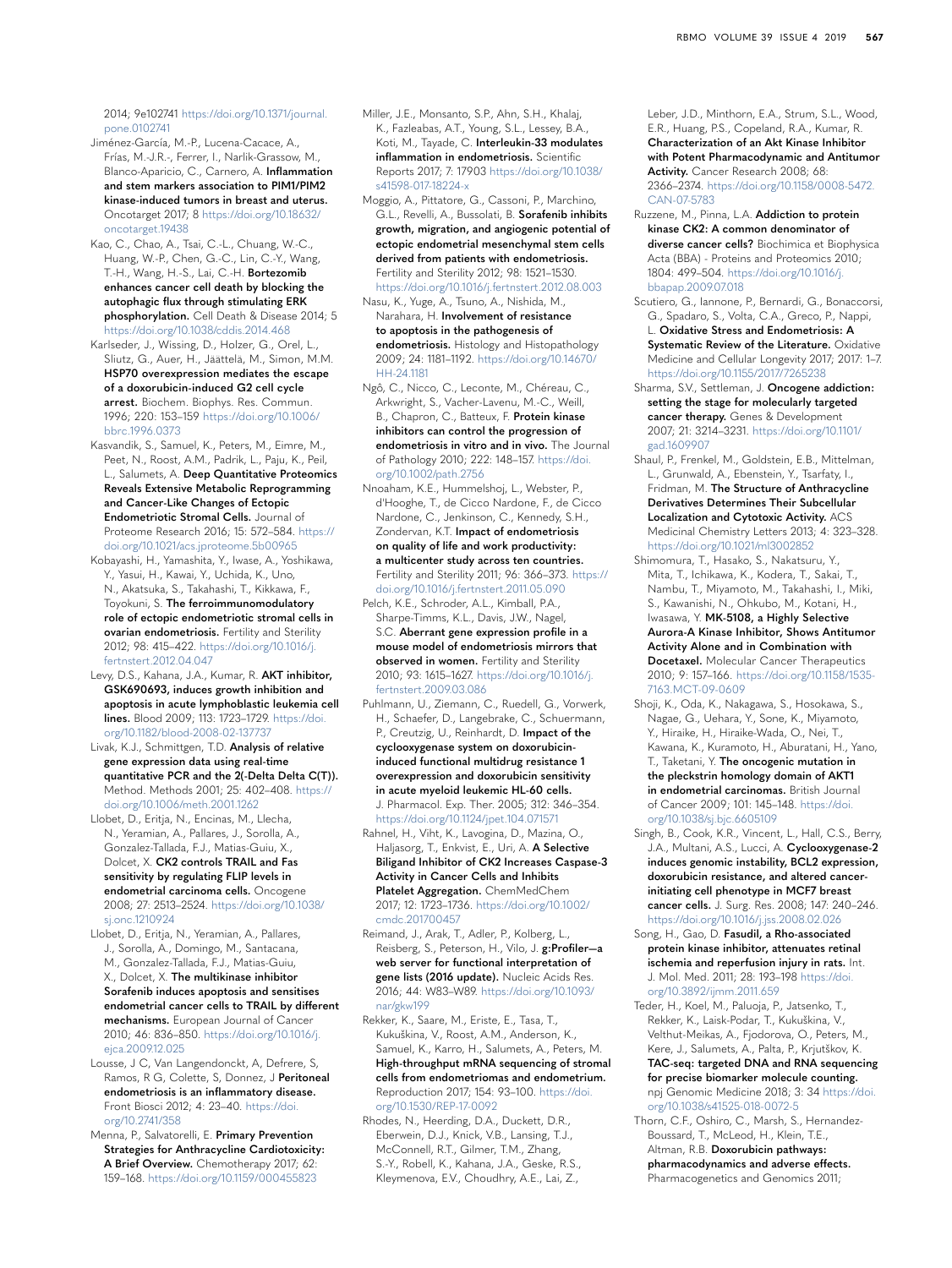2014; 9e102741 https://doi.org/10.1371/journal.pone.0102741

Jiménez-García, M.-P., Lucena-Cacace, A., Frías, M.-J.R.-, Ferrer, I., Narlik-Grassow, M., Blanco-Aparicio, C., Carnero, A. **Inflammation and stem markers association to PIM1/PIM2 kinase-induced tumors in breast and uterus.** Oncotarget 2017; 8 https://doi.org/10.18632/oncotarget.19438

Kao, C., Chao, A., Tsai, C.-L., Chuang, W.-C., Huang, W.-P., Chen, G.-C., Lin, C.-Y., Wang, T.-H., Wang, H.-S., Lai, C.-H. **Bortezomib enhances cancer cell death by blocking the autophagic flux through stimulating ERK phosphorylation.** Cell Death & Disease 2014; 5 https://doi.org/10.1038/cddis.2014.468

Karlseder, J., Wissing, D., Holzer, G., Orel, L., Sliutz, G., Auer, H., Jäättelä, M., Simon, M.M. **HSP70 overexpression mediates the escape of a doxorubicin-induced G2 cell cycle arrest.** Biochem. Biophys. Res. Commun. 1996; 220: 153–159 https://doi.org/10.1006/bbrc.1996.0373

Kasvandik, S., Samuel, K., Peters, M., Eimre, M., Peet, N., Roost, A.M., Padrik, L., Paju, K., Peil, L., Salumets, A. **Deep Quantitative Proteomics Reveals Extensive Metabolic Reprogramming and Cancer-Like Changes of Ectopic Endometriotic Stromal Cells.** Journal of Proteome Research 2016; 15: 572–584. https://doi.org/10.1021/acs.jproteome.5b00965

Kobayashi, H., Yamashita, Y., Iwase, A., Yoshikawa, Y., Yasui, H., Kawai, Y., Uchida, K., Uno, N., Akatsuka, S., Takahashi, T., Kikkawa, F., Toyokuni, S. **The ferroimmunomodulatory role of ectopic endometriotic stromal cells in ovarian endometriosis.** Fertility and Sterility 2012; 98: 415–422. https://doi.org/10.1016/j.fertnstert.2012.04.047

Levy, D.S., Kahana, J.A., Kumar, R. **AKT inhibitor, GSK690693, induces growth inhibition and apoptosis in acute lymphoblastic leukemia cell lines.** Blood 2009; 113: 1723–1729. https://doi.org/10.1182/blood-2008-02-137737

Livak, K.J., Schmittgen, T.D. **Analysis of relative gene expression data using real-time quantitative PCR and the 2(-Delta Delta C(T)).** Method. Methods 2001; 25: 402–408. https://doi.org/10.1006/meth.2001.1262

Llobet, D., Eritja, N., Encinas, M., Llecha, N., Yeramian, A., Pallares, J., Sorolla, A., Gonzalez-Tallada, F.J., Matias-Guiu, X., Dolcet, X. **CK2 controls TRAIL and Fas sensitivity by regulating FLIP levels in endometrial carcinoma cells.** Oncogene 2008; 27: 2513–2524. https://doi.org/10.1038/sj.onc.1210924

Llobet, D., Eritja, N., Yeramian, A., Pallares, J., Sorolla, A., Domingo, M., Santacana, M., Gonzalez-Tallada, F.J., Matias-Guiu, X., Dolcet, X. **The multikinase inhibitor Sorafenib induces apoptosis and sensitises endometrial cancer cells to TRAIL by different mechanisms.** European Journal of Cancer 2010; 46: 836–850. https://doi.org/10.1016/j.ejca.2009.12.025

Lousse, J C, Van Langendonckt, A, Defrere, S, Ramos, R G, Colette, S, Donnez, J **Peritoneal endometriosis is an inflammatory disease.** Front Biosci 2012; 4: 23–40. https://doi.org/10.2741/358

Menna, P., Salvatorelli, E. **Primary Prevention Strategies for Anthracycline Cardiotoxicity: A Brief Overview.** Chemotherapy 2017; 62: 159–168. https://doi.org/10.1159/000455823

Miller, J.E., Monsanto, S.P., Ahn, S.H., Khalaj, K., Fazleabas, A.T., Young, S.L., Lessey, B.A., Koti, M., Tayade, C. **Interleukin-33 modulates inflammation in endometriosis.** Scientific Reports 2017; 7: 17903 https://doi.org/10.1038/s41598-017-18224-x

Moggio, A., Pittatore, G., Cassoni, P., Marchino, G.L., Revelli, A., Bussolati, B. **Sorafenib inhibits growth, migration, and angiogenic potential of ectopic endometrial mesenchymal stem cells derived from patients with endometriosis.** Fertility and Sterility 2012; 98: 1521–1530. https://doi.org/10.1016/j.fertnstert.2012.08.003

Nasu, K., Yuge, A., Tsuno, A., Nishida, M., Narahara, H. **Involvement of resistance to apoptosis in the pathogenesis of endometriosis.** Histology and Histopathology 2009; 24: 1181–1192. https://doi.org/10.14670/HH-24.1181

Ngô, C., Nicco, C., Leconte, M., Chéreau, C., Arkwright, S., Vacher-Lavenu, M.-C., Weill, B., Chapron, C., Batteux, F. **Protein kinase inhibitors can control the progression of endometriosis in vitro and in vivo.** The Journal of Pathology 2010; 222: 148–157. https://doi.org/10.1002/path.2756

Nnoaham, K.E., Hummelshoj, L., Webster, P., d'Hooghe, T., de Cicco Nardone, F., de Cicco Nardone, C., Jenkinson, C., Kennedy, S.H., Zondervan, K.T. **Impact of endometriosis on quality of life and work productivity: a multicenter study across ten countries.** Fertility and Sterility 2011; 96: 366–373. https://doi.org/10.1016/j.fertnstert.2011.05.090

Pelch, K.E., Schroder, A.L., Kimball, P.A., Sharpe-Timms, K.L., Davis, J.W., Nagel, S.C. **Aberrant gene expression profile in a mouse model of endometriosis mirrors that observed in women.** Fertility and Sterility 2010; 93: 1615–1627. https://doi.org/10.1016/j.fertnstert.2009.03.086

Puhlmann, U., Ziemann, C., Ruedell, G., Vorwerk, H., Schaefer, D., Langebrake, C., Schuermann, P., Creutzig, U., Reinhardt, D. **Impact of the cyclooxygenase system on doxorubicin-induced functional multidrug resistance 1 overexpression and doxorubicin sensitivity in acute myeloid leukemic HL-60 cells.** J. Pharmacol. Exp. Ther. 2005; 312: 346–354. https://doi.org/10.1124/jpet.104.071571

Rahnel, H., Viht, K., Lavogina, D., Mazina, O., Haljasorg, T., Enkvist, E., Uri, A. **A Selective Biligand Inhibitor of CK2 Increases Caspase-3 Activity in Cancer Cells and Inhibits Platelet Aggregation.** ChemMedChem 2017; 12: 1723–1736. https://doi.org/10.1002/cmdc.201700457

Reimand, J., Arak, T., Adler, P., Kolberg, L., Reisberg, S., Peterson, H., Vilo, J. **g:Profiler—a web server for functional interpretation of gene lists (2016 update).** Nucleic Acids Res. 2016; 44: W83–W89. https://doi.org/10.1093/nar/gkw199

Rekker, K., Saare, M., Eriste, E., Tasa, T., Kukuškina, V., Roost, A.M., Anderson, K., Samuel, K., Karro, H., Salumets, A., Peters, M. **High-throughput mRNA sequencing of stromal cells from endometriomas and endometrium.** Reproduction 2017; 154: 93–100. https://doi.org/10.1530/REP-17-0092

Rhodes, N., Heerding, D.A., Duckett, D.R., Eberwein, D.J., Knick, V.B., Lansing, T.J., McConnell, R.T., Gilmer, T.M., Zhang, S.-Y., Robell, K., Kahana, J.A., Geske, R.S., Kleymenova, E.V., Choudhry, A.E., Lai, Z., Leber, J.D., Minthorn, E.A., Strum, S.L., Wood, E.R., Huang, P.S., Copeland, R.A., Kumar, R. **Characterization of an Akt Kinase Inhibitor with Potent Pharmacodynamic and Antitumor Activity.** Cancer Research 2008; 68: 2366–2374. https://doi.org/10.1158/0008-5472.CAN-07-5783

Ruzzene, M., Pinna, L.A. **Addiction to protein kinase CK2: A common denominator of diverse cancer cells?** Biochimica et Biophysica Acta (BBA) - Proteins and Proteomics 2010; 1804: 499–504. https://doi.org/10.1016/j.bbapap.2009.07.018

Scutiero, G., Iannone, P., Bernardi, G., Bonaccorsi, G., Spadaro, S., Volta, C.A., Greco, P., Nappi, L. **Oxidative Stress and Endometriosis: A Systematic Review of the Literature.** Oxidative Medicine and Cellular Longevity 2017; 2017: 1–7. https://doi.org/10.1155/2017/7265238

Sharma, S.V., Settleman, J. **Oncogene addiction: setting the stage for molecularly targeted cancer therapy.** Genes & Development 2007; 21: 3214–3231. https://doi.org/10.1101/gad.1609907

Shaul, P., Frenkel, M., Goldstein, E.B., Mittelman, L., Grunwald, A., Ebenstein, Y., Tsarfaty, I., Fridman, M. **The Structure of Anthracycline Derivatives Determines Their Subcellular Localization and Cytotoxic Activity.** ACS Medicinal Chemistry Letters 2013; 4: 323–328. https://doi.org/10.1021/ml3002852

Shimomura, T., Hasako, S., Nakatsuru, Y., Mita, T., Ichikawa, K., Kodera, T., Sakai, T., Nambu, T., Miyamoto, M., Takahashi, I., Miki, S., Kawanishi, N., Ohkubo, M., Kotani, H., Iwasawa, Y. **MK-5108, a Highly Selective Aurora-A Kinase Inhibitor, Shows Antitumor Activity Alone and in Combination with Docetaxel.** Molecular Cancer Therapeutics 2010; 9: 157–166. https://doi.org/10.1158/1535-7163.MCT-09-0609

Shoji, K., Oda, K., Nakagawa, S., Hosokawa, S., Nagae, G., Uehara, Y., Sone, K., Miyamoto, Y., Hiraike, H., Hiraike-Wada, O., Nei, T., Kawana, K., Kuramoto, H., Aburatani, H., Yano, T., Taketani, Y. **The oncogenic mutation in the pleckstrin homology domain of AKT1 in endometrial carcinomas.** British Journal of Cancer 2009; 101: 145–148. https://doi.org/10.1038/sj.bjc.6605109

Singh, B., Cook, K.R., Vincent, L., Hall, C.S., Berry, J.A., Multani, A.S., Lucci, A. **Cyclooxygenase-2 induces genomic instability, BCL2 expression, doxorubicin resistance, and altered cancer-initiating cell phenotype in MCF7 breast cancer cells.** J. Surg. Res. 2008; 147: 240–246. https://doi.org/10.1016/j.jss.2008.02.026

Song, H., Gao, D. **Fasudil, a Rho-associated protein kinase inhibitor, attenuates retinal ischemia and reperfusion injury in rats.** Int. J. Mol. Med. 2011; 28: 193–198 https://doi.org/10.3892/ijmm.2011.659

Teder, H., Koel, M., Paluoja, P., Jatsenko, T., Rekker, K., Laisk-Podar, T., Kukuškina, V., Velthut-Meikas, A., Fjodorova, O., Peters, M., Kere, J., Salumets, A., Palta, P., Krjutškov, K. **TAC-seq: targeted DNA and RNA sequencing for precise biomarker molecule counting.** npj Genomic Medicine 2018; 3: 34 https://doi.org/10.1038/s41525-018-0072-5

Thorn, C.F., Oshiro, C., Marsh, S., Hernandez-Boussard, T., McLeod, H., Klein, T.E., Altman, R.B. **Doxorubicin pathways: pharmacodynamics and adverse effects.** Pharmacogenetics and Genomics 2011;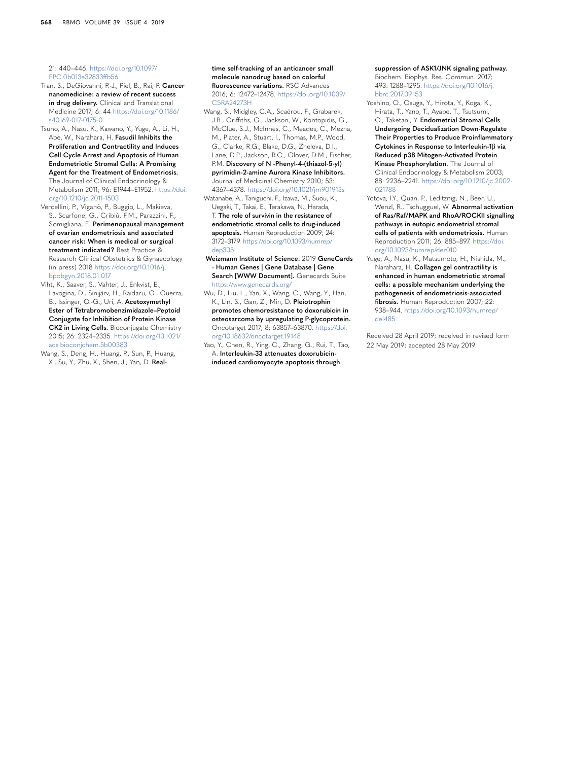21: 440–446. https://doi.org/10.1097/FPC.0b013e32833ffb56

Tran, S., DeGiovanni, P.-J., Piel, B., Rai, P. **Cancer nanomedicine: a review of recent success in drug delivery.** Clinical and Translational Medicine 2017; 6: 44 https://doi.org/10.1186/s40169-017-0175-0

Tsuno, A., Nasu, K., Kawano, Y., Yuge, A., Li, H., Abe, W., Narahara, H. **Fasudil Inhibits the Proliferation and Contractility and Induces Cell Cycle Arrest and Apoptosis of Human Endometriotic Stromal Cells: A Promising Agent for the Treatment of Endometriosis.** The Journal of Clinical Endocrinology & Metabolism 2011; 96: E1944–E1952. https://doi.org/10.1210/jc.2011-1503

Vercellini, P., Viganò, P., Buggio, L., Makieva, S., Scarfone, G., Cribiù, F.M., Parazzini, F., Somigliana, E. **Perimenopausal management of ovarian endometriosis and associated cancer risk: When is medical or surgical treatment indicated?** Best Practice & Research Clinical Obstetrics & Gynaecology (in press) 2018 https://doi.org/10.1016/j.bpobgyn.2018.01.017

Viht, K., Saaver, S., Vahter, J., Enkvist, E., Lavogina, D., Sinijarv, H., Raidaru, G., Guerra, B., Issinger, O.-G., Uri, A. **Acetoxymethyl Ester of Tetrabromobenzimidazole–Peptoid Conjugate for Inhibition of Protein Kinase CK2 in Living Cells.** Bioconjugate Chemistry 2015; 26: 2324–2335. https://doi.org/10.1021/acs.bioconjchem.5b00383

Wang, S., Deng, H., Huang, P., Sun, P., Huang, X., Su, Y., Zhu, X., Shen, J., Yan, D. **Real-time self-tracking of an anticancer small molecule nanodrug based on colorful fluorescence variations.** RSC Advances 2016; 6: 12472–12478. https://doi.org/10.1039/C5RA24273H

Wang, S., Midgley, C.A., Scaërou, F., Grabarek, J.B., Griffiths, G., Jackson, W., Kontopidis, G., McClue, S.J., McInnes, C., Meades, C., Mezna, M., Plater, A., Stuart, I., Thomas, M.P., Wood, G., Clarke, R.G., Blake, D.G., Zheleva, D.I., Lane, D.P., Jackson, R.C., Glover, D.M., Fischer, P.M. **Discovery of N -Phenyl-4-(thiazol-5-yl) pyrimidin-2-amine Aurora Kinase Inhibitors.** Journal of Medicinal Chemistry 2010; 53: 4367–4378. https://doi.org/10.1021/jm901913s

Watanabe, A., Taniguchi, F., Izawa, M., Suou, K., Uegaki, T., Takai, E., Terakawa, N., Harada, T. **The role of survivin in the resistance of endometriotic stromal cells to drug-induced apoptosis.** Human Reproduction 2009; 24: 3172–3179. https://doi.org/10.1093/humrep/dep305

**Weizmann Institute of Science.** 2019 **GeneCards - Human Genes | Gene Database | Gene Search [WWW Document].** Genecards Suite https://www.genecards.org/

Wu, D., Liu, L., Yan, X., Wang, C., Wang, Y., Han, K., Lin, S., Gan, Z., Min, D. **Pleiotrophin promotes chemoresistance to doxorubicin in osteosarcoma by upregulating P-glycoprotein.** Oncotarget 2017; 8: 63857–63870. https://doi.org/10.18632/oncotarget.19148

Yao, Y., Chen, R., Ying, C., Zhang, G., Rui, T., Tao, A. **Interleukin-33 attenuates doxorubicin-induced cardiomyocyte apoptosis through suppression of ASK1/JNK signaling pathway.** Biochem. Biophys. Res. Commun. 2017; 493: 1288–1295. https://doi.org/10.1016/j.bbrc.2017.09.153

Yoshino, O., Osuga, Y., Hirota, Y., Koga, K., Hirata, T., Yano, T., Ayabe, T., Tsutsumi, O., Taketani, Y. **Endometrial Stromal Cells Undergoing Decidualization Down-Regulate Their Properties to Produce Proinflammatory Cytokines in Response to Interleukin-1β via Reduced p38 Mitogen-Activated Protein Kinase Phosphorylation.** The Journal of Clinical Endocrinology & Metabolism 2003; 88: 2236–2241. https://doi.org/10.1210/jc.2002-021788

Yotova, I.Y., Quan, P., Leditznig, N., Beer, U., Wenzl, R., Tschugguel, W. **Abnormal activation of Ras/Raf/MAPK and RhoA/ROCKII signalling pathways in eutopic endometrial stromal cells of patients with endometriosis.** Human Reproduction 2011; 26: 885–897. https://doi.org/10.1093/humrep/der010

Yuge, A., Nasu, K., Matsumoto, H., Nishida, M., Narahara, H. **Collagen gel contractility is enhanced in human endometriotic stromal cells: a possible mechanism underlying the pathogenesis of endometriosis-associated fibrosis.** Human Reproduction 2007; 22: 938–944. https://doi.org/10.1093/humrep/del485

Received 28 April 2019; received in revised form 22 May 2019; accepted 28 May 2019.